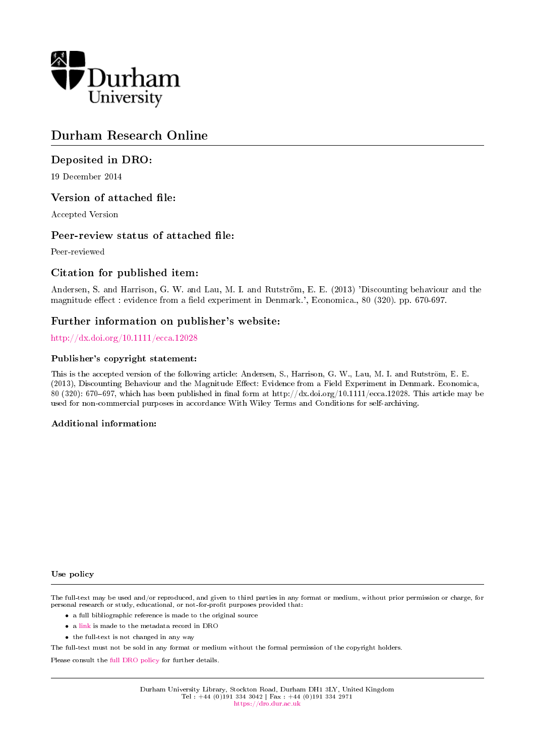Durham University

# Durham Research Online

## Deposited in DRO:

19 December 2014

## Version of attached file:

Accepted Version

## Peer-review status of attached file:

Peer-reviewed

## Citation for published item:

Andersen, S. and Harrison, G. W. and Lau, M. I. and Rutström, E. E. (2013) 'Discounting behaviour and the magnitude effect : evidence from a field experiment in Denmark.', Economica., 80 (320). pp. 670-697.

## Further information on publisher's website:

http://dx.doi.org/10.1111/ecca.12028

### Publisher's copyright statement:

This is the accepted version of the following article: Andersen, S., Harrison, G. W., Lau, M. I. and Rutström, E. E. (2013), Discounting Behaviour and the Magnitude Effect: Evidence from a Field Experiment in Denmark. Economica, 80 (320): 670–697, which has been published in final form at http://dx.doi.org/10.1111/ecca.12028. This article may be used for non-commercial purposes in accordance With Wiley Terms and Conditions for self-archiving.

### Additional information:

### Use policy

The full-text may be used and/or reproduced, and given to third parties in any format or medium, without prior permission or charge, for personal research or study, educational, or not-for-profit purposes provided that:

- a full bibliographic reference is made to the original source
- a link is made to the metadata record in DRO
- the full-text is not changed in any way

The full-text must not be sold in any format or medium without the formal permission of the copyright holders.

Please consult the full DRO policy for further details.

Durham University Library, Stockton Road, Durham DH1 3LY, United Kingdom
Tel : +44 (0)191 334 3042 | Fax : +44 (0)191 334 2971
https://dro.dur.ac.uk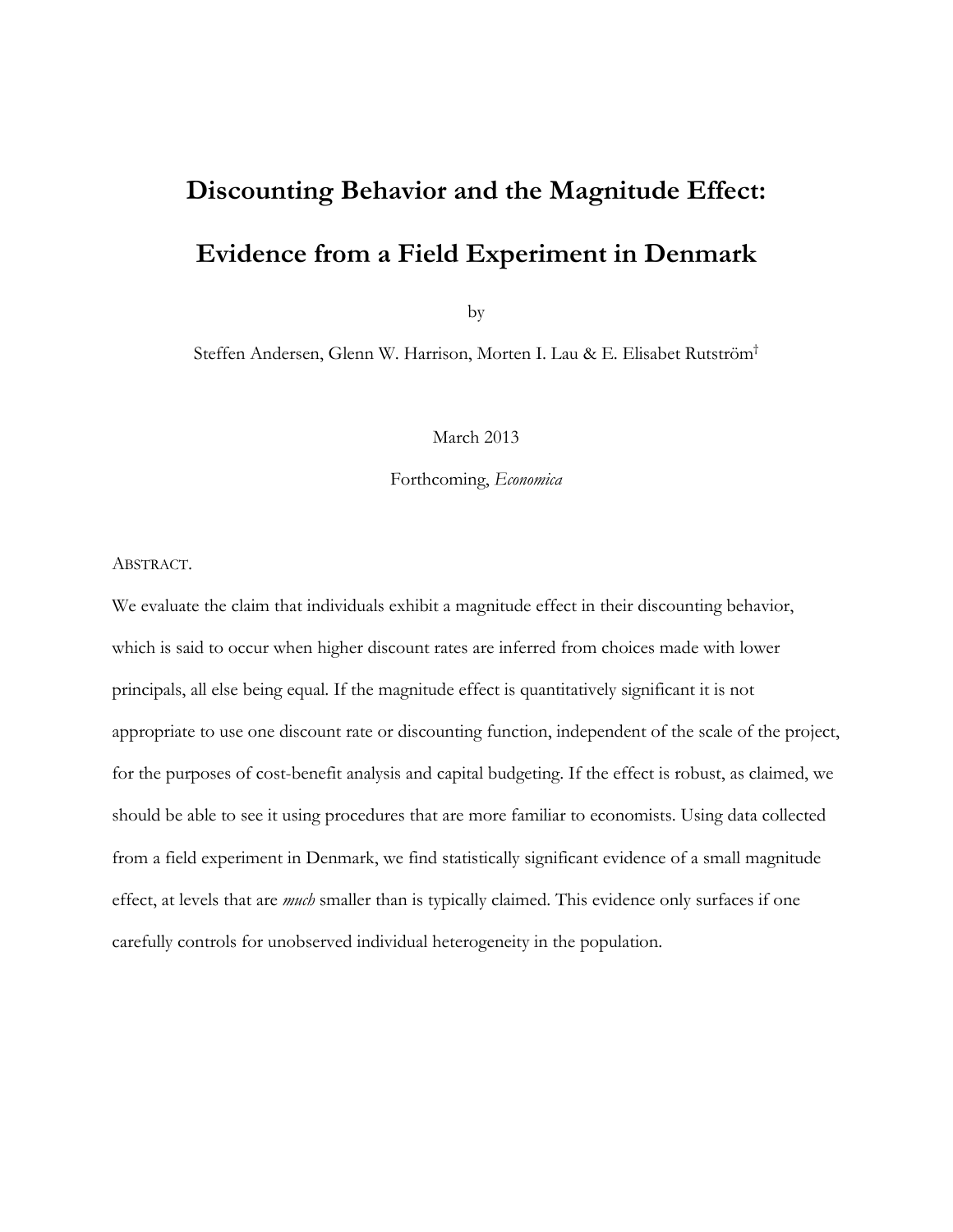# Discounting Behavior and the Magnitude Effect:

# Evidence from a Field Experiment in Denmark

by

Steffen Andersen, Glenn W. Harrison, Morten I. Lau & E. Elisabet Rutström[†]

March 2013

Forthcoming, *Economica*

ABSTRACT.

We evaluate the claim that individuals exhibit a magnitude effect in their discounting behavior, which is said to occur when higher discount rates are inferred from choices made with lower principals, all else being equal. If the magnitude effect is quantitatively significant it is not appropriate to use one discount rate or discounting function, independent of the scale of the project, for the purposes of cost-benefit analysis and capital budgeting. If the effect is robust, as claimed, we should be able to see it using procedures that are more familiar to economists. Using data collected from a field experiment in Denmark, we find statistically significant evidence of a small magnitude effect, at levels that are *much* smaller than is typically claimed. This evidence only surfaces if one carefully controls for unobserved individual heterogeneity in the population.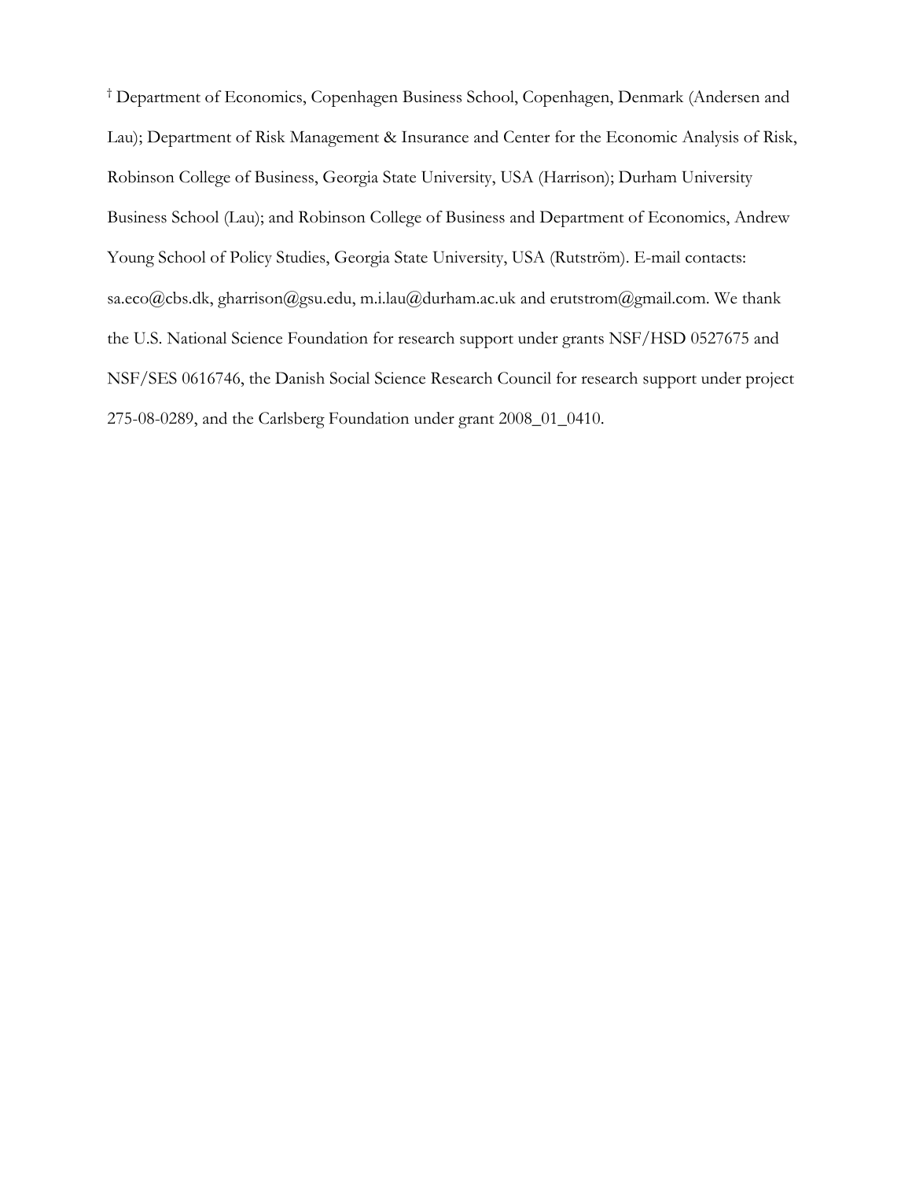† Department of Economics, Copenhagen Business School, Copenhagen, Denmark (Andersen and Lau); Department of Risk Management & Insurance and Center for the Economic Analysis of Risk, Robinson College of Business, Georgia State University, USA (Harrison); Durham University Business School (Lau); and Robinson College of Business and Department of Economics, Andrew Young School of Policy Studies, Georgia State University, USA (Rutström). E-mail contacts: sa.eco@cbs.dk, gharrison@gsu.edu, m.i.lau@durham.ac.uk and erutstrom@gmail.com. We thank the U.S. National Science Foundation for research support under grants NSF/HSD 0527675 and NSF/SES 0616746, the Danish Social Science Research Council for research support under project 275-08-0289, and the Carlsberg Foundation under grant 2008_01_0410.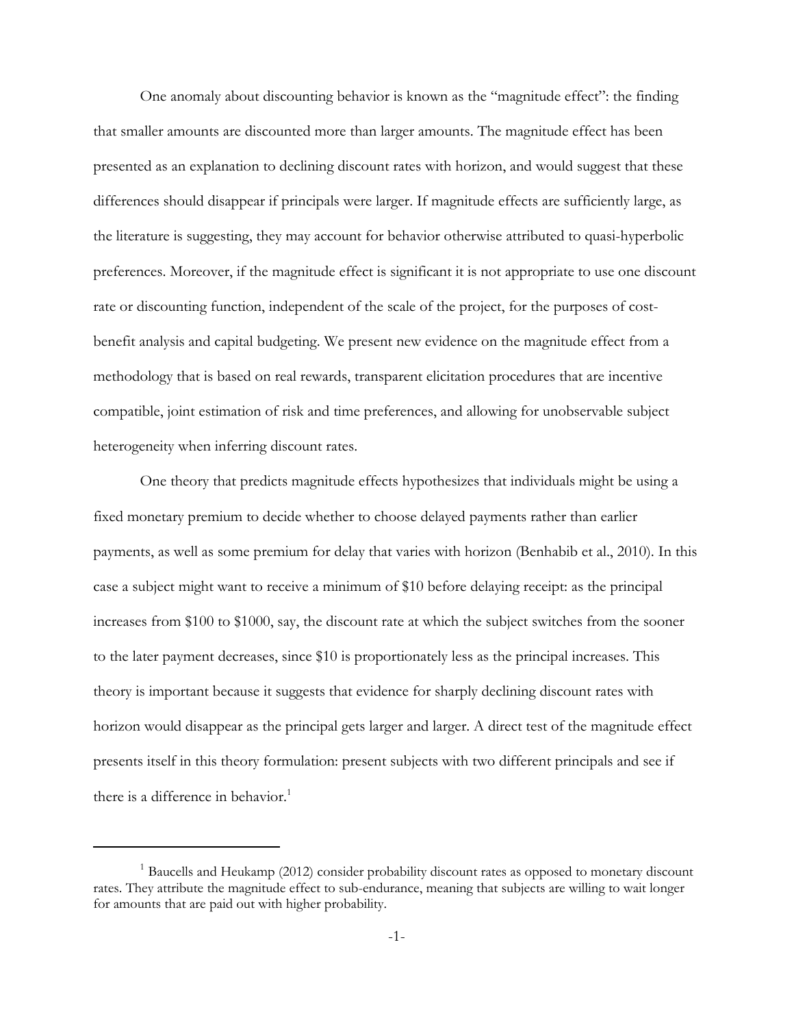One anomaly about discounting behavior is known as the "magnitude effect": the finding that smaller amounts are discounted more than larger amounts. The magnitude effect has been presented as an explanation to declining discount rates with horizon, and would suggest that these differences should disappear if principals were larger. If magnitude effects are sufficiently large, as the literature is suggesting, they may account for behavior otherwise attributed to quasi-hyperbolic preferences. Moreover, if the magnitude effect is significant it is not appropriate to use one discount rate or discounting function, independent of the scale of the project, for the purposes of cost-benefit analysis and capital budgeting. We present new evidence on the magnitude effect from a methodology that is based on real rewards, transparent elicitation procedures that are incentive compatible, joint estimation of risk and time preferences, and allowing for unobservable subject heterogeneity when inferring discount rates.

One theory that predicts magnitude effects hypothesizes that individuals might be using a fixed monetary premium to decide whether to choose delayed payments rather than earlier payments, as well as some premium for delay that varies with horizon (Benhabib et al., 2010). In this case a subject might want to receive a minimum of $10 before delaying receipt: as the principal increases from $100 to $1000, say, the discount rate at which the subject switches from the sooner to the later payment decreases, since $10 is proportionately less as the principal increases. This theory is important because it suggests that evidence for sharply declining discount rates with horizon would disappear as the principal gets larger and larger. A direct test of the magnitude effect presents itself in this theory formulation: present subjects with two different principals and see if there is a difference in behavior.[1]

[1] Baucells and Heukamp (2012) consider probability discount rates as opposed to monetary discount rates. They attribute the magnitude effect to sub-endurance, meaning that subjects are willing to wait longer for amounts that are paid out with higher probability.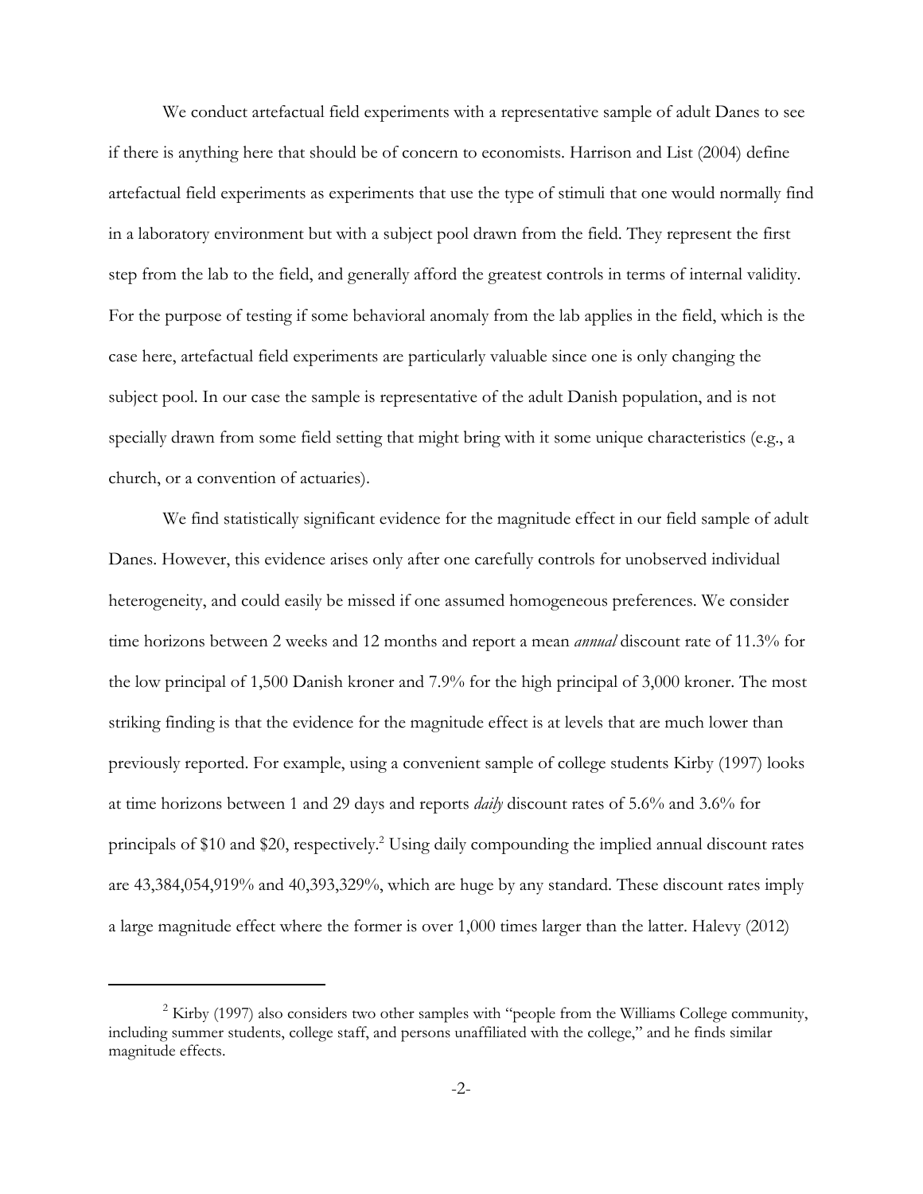We conduct artefactual field experiments with a representative sample of adult Danes to see if there is anything here that should be of concern to economists. Harrison and List (2004) define artefactual field experiments as experiments that use the type of stimuli that one would normally find in a laboratory environment but with a subject pool drawn from the field. They represent the first step from the lab to the field, and generally afford the greatest controls in terms of internal validity. For the purpose of testing if some behavioral anomaly from the lab applies in the field, which is the case here, artefactual field experiments are particularly valuable since one is only changing the subject pool. In our case the sample is representative of the adult Danish population, and is not specially drawn from some field setting that might bring with it some unique characteristics (e.g., a church, or a convention of actuaries).

We find statistically significant evidence for the magnitude effect in our field sample of adult Danes. However, this evidence arises only after one carefully controls for unobserved individual heterogeneity, and could easily be missed if one assumed homogeneous preferences. We consider time horizons between 2 weeks and 12 months and report a mean *annual* discount rate of 11.3% for the low principal of 1,500 Danish kroner and 7.9% for the high principal of 3,000 kroner. The most striking finding is that the evidence for the magnitude effect is at levels that are much lower than previously reported. For example, using a convenient sample of college students Kirby (1997) looks at time horizons between 1 and 29 days and reports *daily* discount rates of 5.6% and 3.6% for principals of \$10 and \$20, respectively.[2] Using daily compounding the implied annual discount rates are 43,384,054,919% and 40,393,329%, which are huge by any standard. These discount rates imply a large magnitude effect where the former is over 1,000 times larger than the latter. Halevy (2012)

[2] Kirby (1997) also considers two other samples with "people from the Williams College community, including summer students, college staff, and persons unaffiliated with the college," and he finds similar magnitude effects.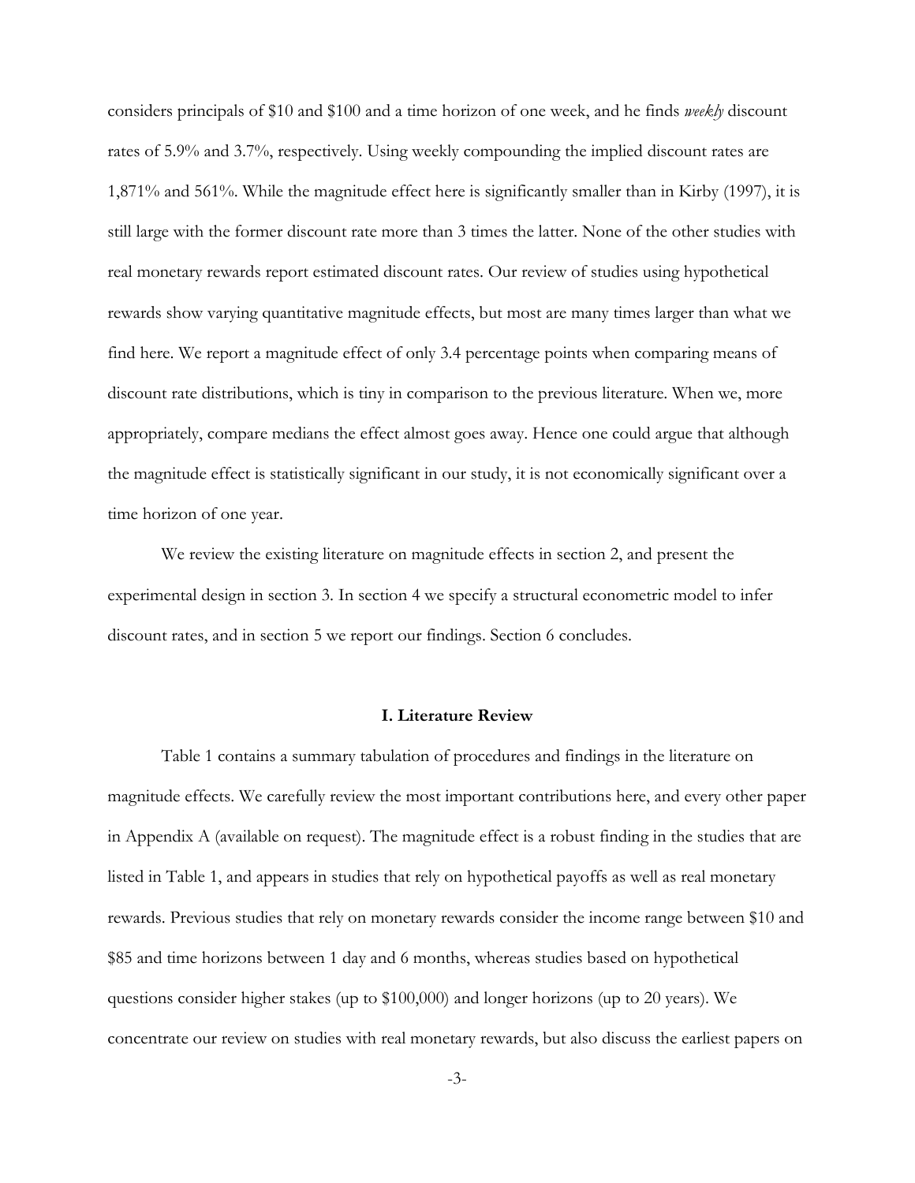considers principals of \$10 and \$100 and a time horizon of one week, and he finds *weekly* discount rates of 5.9% and 3.7%, respectively. Using weekly compounding the implied discount rates are 1,871% and 561%. While the magnitude effect here is significantly smaller than in Kirby (1997), it is still large with the former discount rate more than 3 times the latter. None of the other studies with real monetary rewards report estimated discount rates. Our review of studies using hypothetical rewards show varying quantitative magnitude effects, but most are many times larger than what we find here. We report a magnitude effect of only 3.4 percentage points when comparing means of discount rate distributions, which is tiny in comparison to the previous literature. When we, more appropriately, compare medians the effect almost goes away. Hence one could argue that although the magnitude effect is statistically significant in our study, it is not economically significant over a time horizon of one year.

We review the existing literature on magnitude effects in section 2, and present the experimental design in section 3. In section 4 we specify a structural econometric model to infer discount rates, and in section 5 we report our findings. Section 6 concludes.

## I. Literature Review

Table 1 contains a summary tabulation of procedures and findings in the literature on magnitude effects. We carefully review the most important contributions here, and every other paper in Appendix A (available on request). The magnitude effect is a robust finding in the studies that are listed in Table 1, and appears in studies that rely on hypothetical payoffs as well as real monetary rewards. Previous studies that rely on monetary rewards consider the income range between \$10 and \$85 and time horizons between 1 day and 6 months, whereas studies based on hypothetical questions consider higher stakes (up to \$100,000) and longer horizons (up to 20 years). We concentrate our review on studies with real monetary rewards, but also discuss the earliest papers on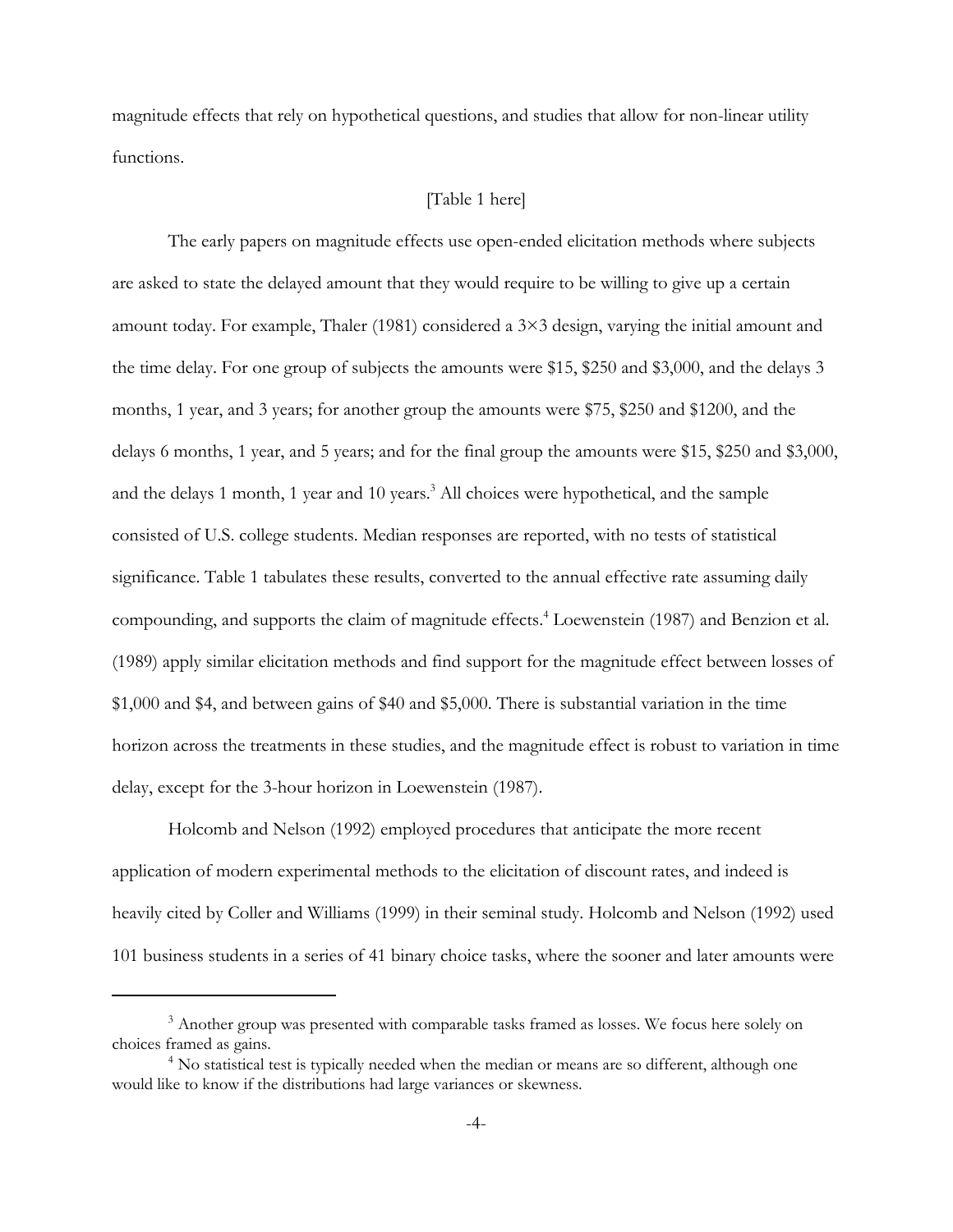magnitude effects that rely on hypothetical questions, and studies that allow for non-linear utility functions.

[Table 1 here]

The early papers on magnitude effects use open-ended elicitation methods where subjects are asked to state the delayed amount that they would require to be willing to give up a certain amount today. For example, Thaler (1981) considered a 3×3 design, varying the initial amount and the time delay. For one group of subjects the amounts were $15, $250 and $3,000, and the delays 3 months, 1 year, and 3 years; for another group the amounts were $75, $250 and $1200, and the delays 6 months, 1 year, and 5 years; and for the final group the amounts were $15, $250 and $3,000, and the delays 1 month, 1 year and 10 years.[3] All choices were hypothetical, and the sample consisted of U.S. college students. Median responses are reported, with no tests of statistical significance. Table 1 tabulates these results, converted to the annual effective rate assuming daily compounding, and supports the claim of magnitude effects.[4] Loewenstein (1987) and Benzion et al. (1989) apply similar elicitation methods and find support for the magnitude effect between losses of $1,000 and $4, and between gains of $40 and $5,000. There is substantial variation in the time horizon across the treatments in these studies, and the magnitude effect is robust to variation in time delay, except for the 3-hour horizon in Loewenstein (1987).

Holcomb and Nelson (1992) employed procedures that anticipate the more recent application of modern experimental methods to the elicitation of discount rates, and indeed is heavily cited by Coller and Williams (1999) in their seminal study. Holcomb and Nelson (1992) used 101 business students in a series of 41 binary choice tasks, where the sooner and later amounts were

---

[3] Another group was presented with comparable tasks framed as losses. We focus here solely on choices framed as gains.

[4] No statistical test is typically needed when the median or means are so different, although one would like to know if the distributions had large variances or skewness.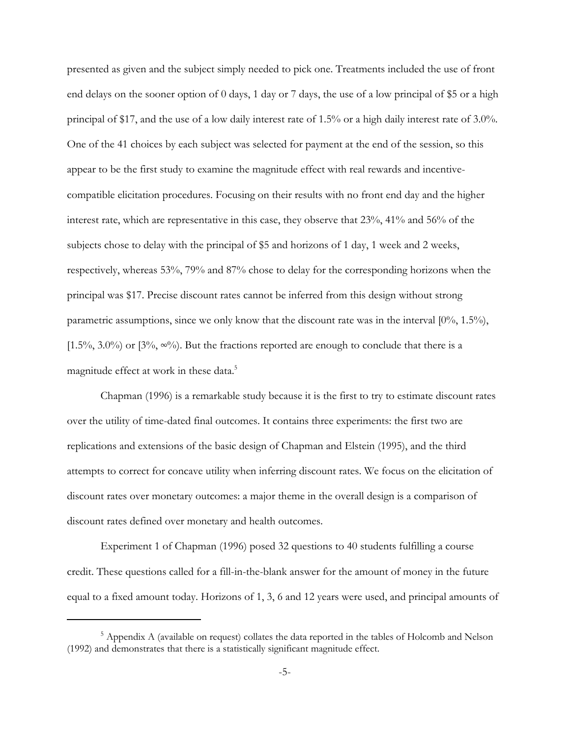presented as given and the subject simply needed to pick one. Treatments included the use of front end delays on the sooner option of 0 days, 1 day or 7 days, the use of a low principal of \$5 or a high principal of \$17, and the use of a low daily interest rate of 1.5% or a high daily interest rate of 3.0%. One of the 41 choices by each subject was selected for payment at the end of the session, so this appear to be the first study to examine the magnitude effect with real rewards and incentive-compatible elicitation procedures. Focusing on their results with no front end day and the higher interest rate, which are representative in this case, they observe that 23%, 41% and 56% of the subjects chose to delay with the principal of \$5 and horizons of 1 day, 1 week and 2 weeks, respectively, whereas 53%, 79% and 87% chose to delay for the corresponding horizons when the principal was \$17. Precise discount rates cannot be inferred from this design without strong parametric assumptions, since we only know that the discount rate was in the interval [0%, 1.5%), [1.5%, 3.0%) or [3%, ∞%). But the fractions reported are enough to conclude that there is a magnitude effect at work in these data.[5]

Chapman (1996) is a remarkable study because it is the first to try to estimate discount rates over the utility of time-dated final outcomes. It contains three experiments: the first two are replications and extensions of the basic design of Chapman and Elstein (1995), and the third attempts to correct for concave utility when inferring discount rates. We focus on the elicitation of discount rates over monetary outcomes: a major theme in the overall design is a comparison of discount rates defined over monetary and health outcomes.

Experiment 1 of Chapman (1996) posed 32 questions to 40 students fulfilling a course credit. These questions called for a fill-in-the-blank answer for the amount of money in the future equal to a fixed amount today. Horizons of 1, 3, 6 and 12 years were used, and principal amounts of

---

[5] Appendix A (available on request) collates the data reported in the tables of Holcomb and Nelson (1992) and demonstrates that there is a statistically significant magnitude effect.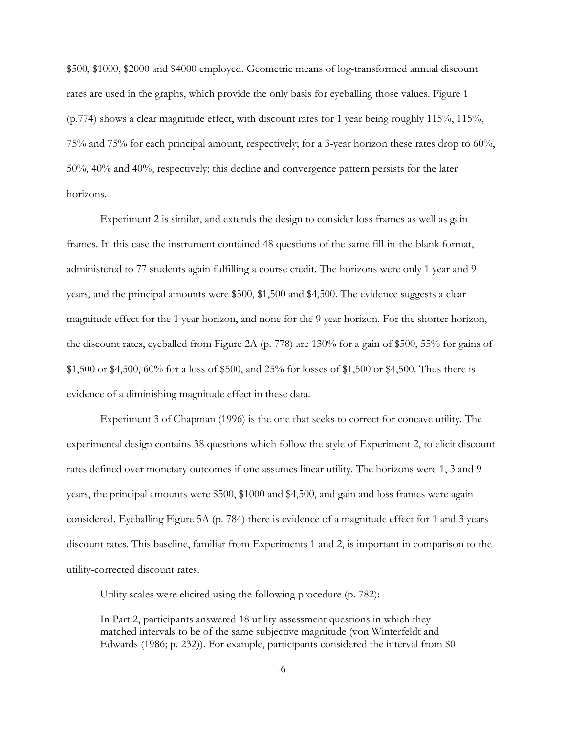$500, $1000, $2000 and $4000 employed. Geometric means of log-transformed annual discount rates are used in the graphs, which provide the only basis for eyeballing those values. Figure 1 (p.774) shows a clear magnitude effect, with discount rates for 1 year being roughly 115%, 115%, 75% and 75% for each principal amount, respectively; for a 3-year horizon these rates drop to 60%, 50%, 40% and 40%, respectively; this decline and convergence pattern persists for the later horizons.

Experiment 2 is similar, and extends the design to consider loss frames as well as gain frames. In this case the instrument contained 48 questions of the same fill-in-the-blank format, administered to 77 students again fulfilling a course credit. The horizons were only 1 year and 9 years, and the principal amounts were $500, $1,500 and $4,500. The evidence suggests a clear magnitude effect for the 1 year horizon, and none for the 9 year horizon. For the shorter horizon, the discount rates, eyeballed from Figure 2A (p. 778) are 130% for a gain of $500, 55% for gains of $1,500 or $4,500, 60% for a loss of $500, and 25% for losses of $1,500 or $4,500. Thus there is evidence of a diminishing magnitude effect in these data.

Experiment 3 of Chapman (1996) is the one that seeks to correct for concave utility. The experimental design contains 38 questions which follow the style of Experiment 2, to elicit discount rates defined over monetary outcomes if one assumes linear utility. The horizons were 1, 3 and 9 years, the principal amounts were $500, $1000 and $4,500, and gain and loss frames were again considered. Eyeballing Figure 5A (p. 784) there is evidence of a magnitude effect for 1 and 3 years discount rates. This baseline, familiar from Experiments 1 and 2, is important in comparison to the utility-corrected discount rates.

Utility scales were elicited using the following procedure (p. 782):

> In Part 2, participants answered 18 utility assessment questions in which they matched intervals to be of the same subjective magnitude (von Winterfeldt and Edwards (1986; p. 232)). For example, participants considered the interval from $0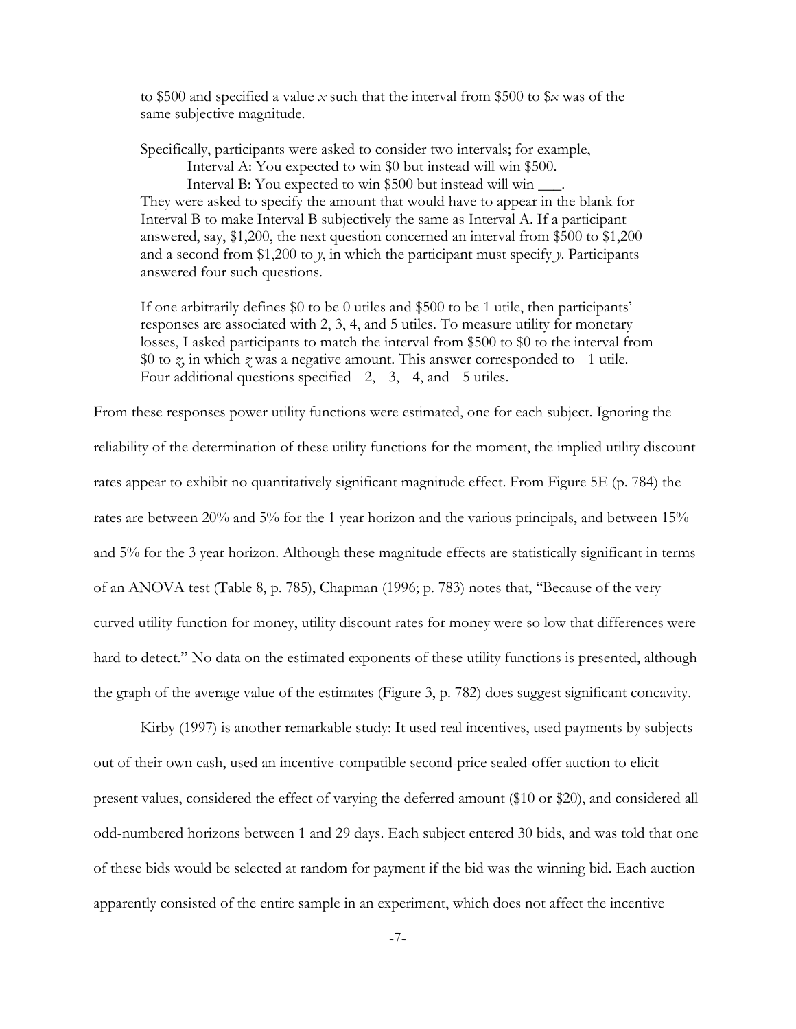to \$500 and specified a value $x$ such that the interval from \$500 to \$$x$ was of the same subjective magnitude.

> Specifically, participants were asked to consider two intervals; for example,
>
> Interval A: You expected to win \$0 but instead will win \$500.
>
> Interval B: You expected to win \$500 but instead will win ___.
>
> They were asked to specify the amount that would have to appear in the blank for Interval B to make Interval B subjectively the same as Interval A. If a participant answered, say, \$1,200, the next question concerned an interval from \$500 to \$1,200 and a second from \$1,200 to $y$, in which the participant must specify $y$. Participants answered four such questions.
>
> If one arbitrarily defines \$0 to be 0 utiles and \$500 to be 1 utile, then participants' responses are associated with 2, 3, 4, and 5 utiles. To measure utility for monetary losses, I asked participants to match the interval from \$500 to \$0 to the interval from \$0 to $z$, in which $z$ was a negative amount. This answer corresponded to $-1$ utile. Four additional questions specified $-2$, $-3$, $-4$, and $-5$ utiles.

From these responses power utility functions were estimated, one for each subject. Ignoring the reliability of the determination of these utility functions for the moment, the implied utility discount rates appear to exhibit no quantitatively significant magnitude effect. From Figure 5E (p. 784) the rates are between 20% and 5% for the 1 year horizon and the various principals, and between 15% and 5% for the 3 year horizon. Although these magnitude effects are statistically significant in terms of an ANOVA test (Table 8, p. 785), Chapman (1996; p. 783) notes that, "Because of the very curved utility function for money, utility discount rates for money were so low that differences were hard to detect." No data on the estimated exponents of these utility functions is presented, although the graph of the average value of the estimates (Figure 3, p. 782) does suggest significant concavity.

Kirby (1997) is another remarkable study: It used real incentives, used payments by subjects out of their own cash, used an incentive-compatible second-price sealed-offer auction to elicit present values, considered the effect of varying the deferred amount (\$10 or \$20), and considered all odd-numbered horizons between 1 and 29 days. Each subject entered 30 bids, and was told that one of these bids would be selected at random for payment if the bid was the winning bid. Each auction apparently consisted of the entire sample in an experiment, which does not affect the incentive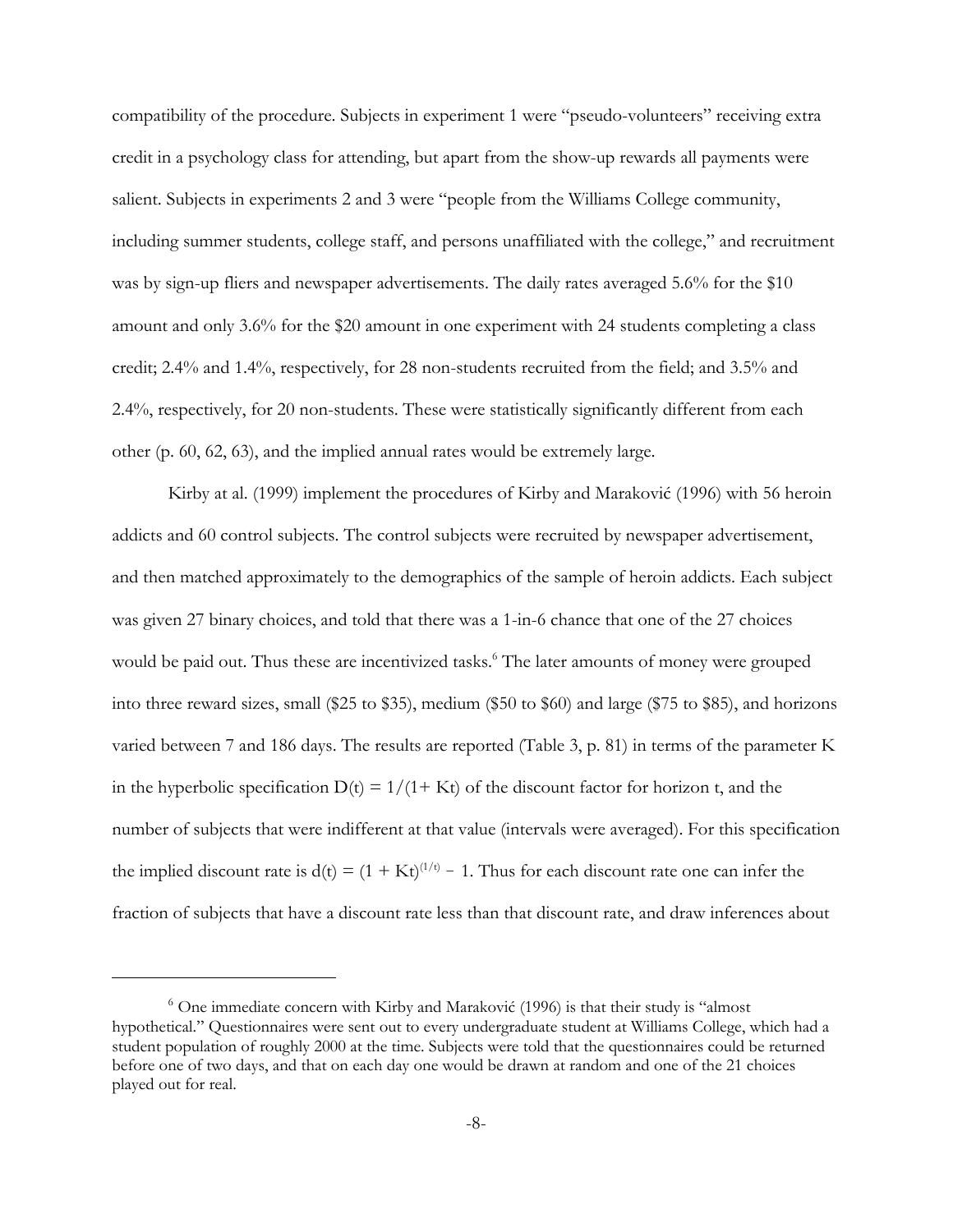compatibility of the procedure. Subjects in experiment 1 were "pseudo-volunteers" receiving extra credit in a psychology class for attending, but apart from the show-up rewards all payments were salient. Subjects in experiments 2 and 3 were "people from the Williams College community, including summer students, college staff, and persons unaffiliated with the college," and recruitment was by sign-up fliers and newspaper advertisements. The daily rates averaged 5.6% for the \$10 amount and only 3.6% for the \$20 amount in one experiment with 24 students completing a class credit; 2.4% and 1.4%, respectively, for 28 non-students recruited from the field; and 3.5% and 2.4%, respectively, for 20 non-students. These were statistically significantly different from each other (p. 60, 62, 63), and the implied annual rates would be extremely large.

Kirby at al. (1999) implement the procedures of Kirby and Maraković (1996) with 56 heroin addicts and 60 control subjects. The control subjects were recruited by newspaper advertisement, and then matched approximately to the demographics of the sample of heroin addicts. Each subject was given 27 binary choices, and told that there was a 1-in-6 chance that one of the 27 choices would be paid out. Thus these are incentivized tasks.[6] The later amounts of money were grouped into three reward sizes, small (\$25 to \$35), medium (\$50 to \$60) and large (\$75 to \$85), and horizons varied between 7 and 186 days. The results are reported (Table 3, p. 81) in terms of the parameter K in the hyperbolic specification $D(t) = 1/(1+ Kt)$ of the discount factor for horizon t, and the number of subjects that were indifferent at that value (intervals were averaged). For this specification the implied discount rate is $d(t) = (1 + Kt)^{(1/t)} - 1$. Thus for each discount rate one can infer the fraction of subjects that have a discount rate less than that discount rate, and draw inferences about

[6] One immediate concern with Kirby and Maraković (1996) is that their study is "almost hypothetical." Questionnaires were sent out to every undergraduate student at Williams College, which had a student population of roughly 2000 at the time. Subjects were told that the questionnaires could be returned before one of two days, and that on each day one would be drawn at random and one of the 21 choices played out for real.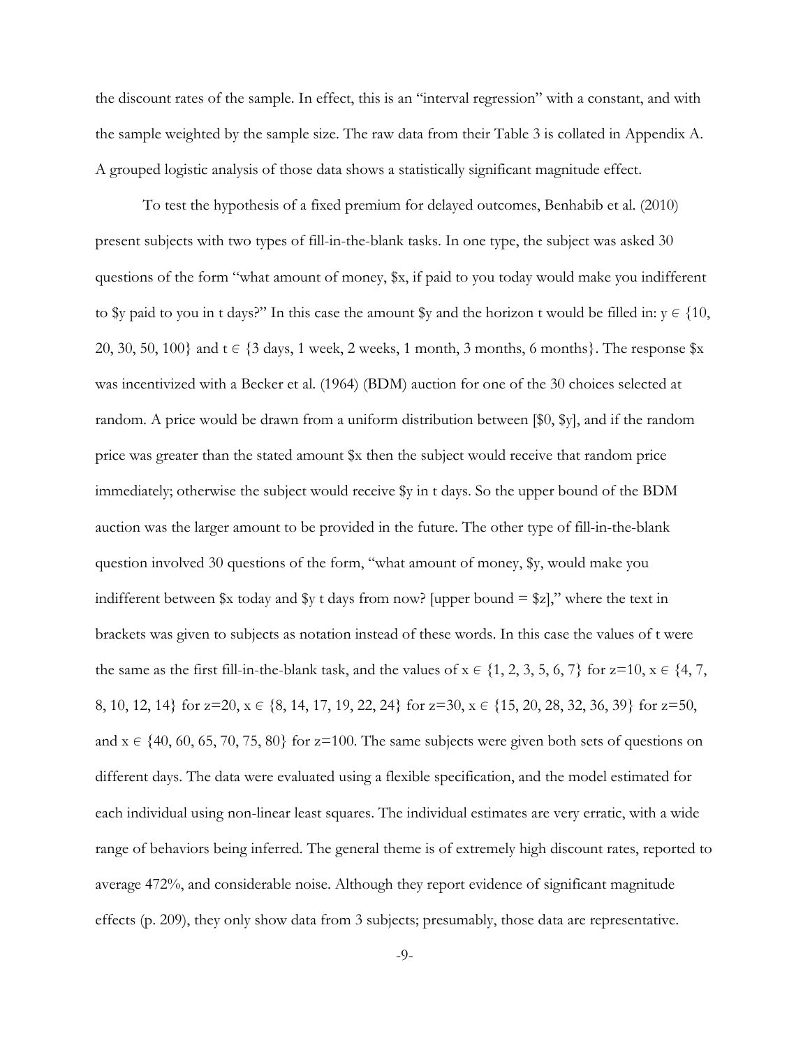the discount rates of the sample. In effect, this is an "interval regression" with a constant, and with the sample weighted by the sample size. The raw data from their Table 3 is collated in Appendix A. A grouped logistic analysis of those data shows a statistically significant magnitude effect.

To test the hypothesis of a fixed premium for delayed outcomes, Benhabib et al. (2010) present subjects with two types of fill-in-the-blank tasks. In one type, the subject was asked 30 questions of the form "what amount of money, \$x, if paid to you today would make you indifferent to \$y paid to you in t days?" In this case the amount \$y and the horizon t would be filled in: $y \in \{10, 20, 30, 50, 100\}$ and $t \in$ {3 days, 1 week, 2 weeks, 1 month, 3 months, 6 months}. The response \$x was incentivized with a Becker et al. (1964) (BDM) auction for one of the 30 choices selected at random. A price would be drawn from a uniform distribution between [\$0, \$y], and if the random price was greater than the stated amount \$x then the subject would receive that random price immediately; otherwise the subject would receive \$y in t days. So the upper bound of the BDM auction was the larger amount to be provided in the future. The other type of fill-in-the-blank question involved 30 questions of the form, "what amount of money, \$y, would make you indifferent between \$x today and \$y t days from now? [upper bound = \$z]," where the text in brackets was given to subjects as notation instead of these words. In this case the values of t were the same as the first fill-in-the-blank task, and the values of $x \in \{1, 2, 3, 5, 6, 7\}$ for z=10, $x \in \{4, 7, 8, 10, 12, 14\}$ for z=20, $x \in \{8, 14, 17, 19, 22, 24\}$ for z=30, $x \in \{15, 20, 28, 32, 36, 39\}$ for z=50, and $x \in \{40, 60, 65, 70, 75, 80\}$ for z=100. The same subjects were given both sets of questions on different days. The data were evaluated using a flexible specification, and the model estimated for each individual using non-linear least squares. The individual estimates are very erratic, with a wide range of behaviors being inferred. The general theme is of extremely high discount rates, reported to average 472%, and considerable noise. Although they report evidence of significant magnitude effects (p. 209), they only show data from 3 subjects; presumably, those data are representative.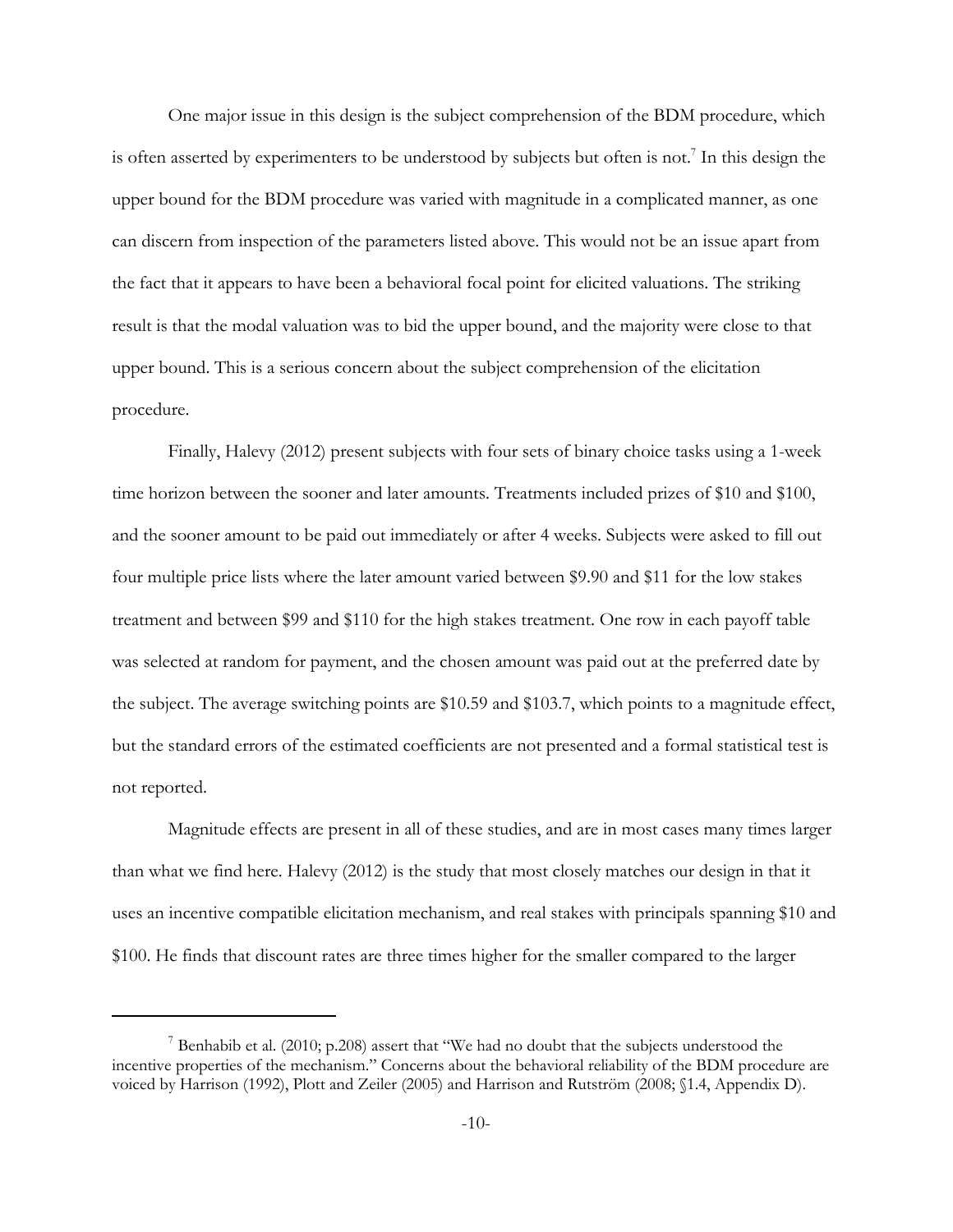One major issue in this design is the subject comprehension of the BDM procedure, which is often asserted by experimenters to be understood by subjects but often is not.[7] In this design the upper bound for the BDM procedure was varied with magnitude in a complicated manner, as one can discern from inspection of the parameters listed above. This would not be an issue apart from the fact that it appears to have been a behavioral focal point for elicited valuations. The striking result is that the modal valuation was to bid the upper bound, and the majority were close to that upper bound. This is a serious concern about the subject comprehension of the elicitation procedure.

Finally, Halevy (2012) present subjects with four sets of binary choice tasks using a 1-week time horizon between the sooner and later amounts. Treatments included prizes of $10 and $100, and the sooner amount to be paid out immediately or after 4 weeks. Subjects were asked to fill out four multiple price lists where the later amount varied between $9.90 and $11 for the low stakes treatment and between $99 and $110 for the high stakes treatment. One row in each payoff table was selected at random for payment, and the chosen amount was paid out at the preferred date by the subject. The average switching points are $10.59 and $103.7, which points to a magnitude effect, but the standard errors of the estimated coefficients are not presented and a formal statistical test is not reported.

Magnitude effects are present in all of these studies, and are in most cases many times larger than what we find here. Halevy (2012) is the study that most closely matches our design in that it uses an incentive compatible elicitation mechanism, and real stakes with principals spanning $10 and $100. He finds that discount rates are three times higher for the smaller compared to the larger

---

[7] Benhabib et al. (2010; p.208) assert that "We had no doubt that the subjects understood the incentive properties of the mechanism." Concerns about the behavioral reliability of the BDM procedure are voiced by Harrison (1992), Plott and Zeiler (2005) and Harrison and Rutström (2008; §1.4, Appendix D).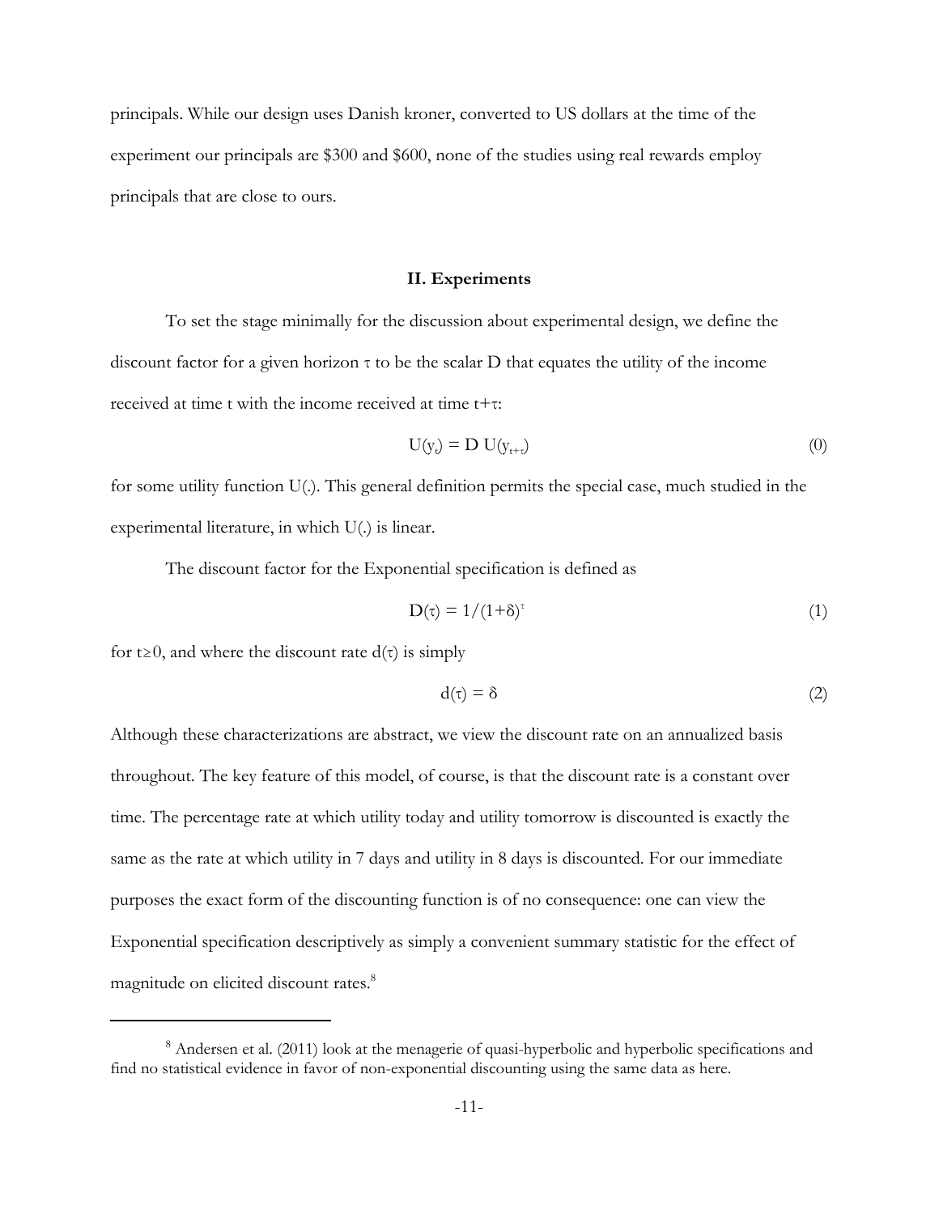principals. While our design uses Danish kroner, converted to US dollars at the time of the experiment our principals are \$300 and \$600, none of the studies using real rewards employ principals that are close to ours.

## II. Experiments

To set the stage minimally for the discussion about experimental design, we define the discount factor for a given horizon $\tau$ to be the scalar D that equates the utility of the income received at time t with the income received at time $t+\tau$:

$$U(y_t) = D\ U(y_{t+\tau}) \tag{0}$$

for some utility function U(.). This general definition permits the special case, much studied in the experimental literature, in which U(.) is linear.

The discount factor for the Exponential specification is defined as

$$D(\tau) = 1/(1+\delta)^{\tau} \tag{1}$$

for $t \geq 0$, and where the discount rate $d(\tau)$ is simply

$$d(\tau) = \delta \tag{2}$$

Although these characterizations are abstract, we view the discount rate on an annualized basis throughout. The key feature of this model, of course, is that the discount rate is a constant over time. The percentage rate at which utility today and utility tomorrow is discounted is exactly the same as the rate at which utility in 7 days and utility in 8 days is discounted. For our immediate purposes the exact form of the discounting function is of no consequence: one can view the Exponential specification descriptively as simply a convenient summary statistic for the effect of magnitude on elicited discount rates.[8]

[8] Andersen et al. (2011) look at the menagerie of quasi-hyperbolic and hyperbolic specifications and find no statistical evidence in favor of non-exponential discounting using the same data as here.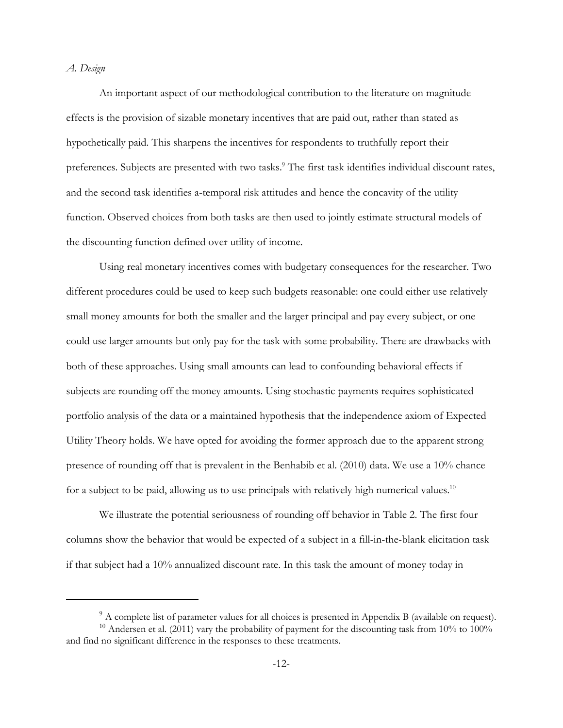*A. Design*

An important aspect of our methodological contribution to the literature on magnitude effects is the provision of sizable monetary incentives that are paid out, rather than stated as hypothetically paid. This sharpens the incentives for respondents to truthfully report their preferences. Subjects are presented with two tasks.[9] The first task identifies individual discount rates, and the second task identifies a-temporal risk attitudes and hence the concavity of the utility function. Observed choices from both tasks are then used to jointly estimate structural models of the discounting function defined over utility of income.

Using real monetary incentives comes with budgetary consequences for the researcher. Two different procedures could be used to keep such budgets reasonable: one could either use relatively small money amounts for both the smaller and the larger principal and pay every subject, or one could use larger amounts but only pay for the task with some probability. There are drawbacks with both of these approaches. Using small amounts can lead to confounding behavioral effects if subjects are rounding off the money amounts. Using stochastic payments requires sophisticated portfolio analysis of the data or a maintained hypothesis that the independence axiom of Expected Utility Theory holds. We have opted for avoiding the former approach due to the apparent strong presence of rounding off that is prevalent in the Benhabib et al. (2010) data. We use a 10% chance for a subject to be paid, allowing us to use principals with relatively high numerical values.[10]

We illustrate the potential seriousness of rounding off behavior in Table 2. The first four columns show the behavior that would be expected of a subject in a fill-in-the-blank elicitation task if that subject had a 10% annualized discount rate. In this task the amount of money today in

[9] A complete list of parameter values for all choices is presented in Appendix B (available on request).

[10] Andersen et al. (2011) vary the probability of payment for the discounting task from 10% to 100% and find no significant difference in the responses to these treatments.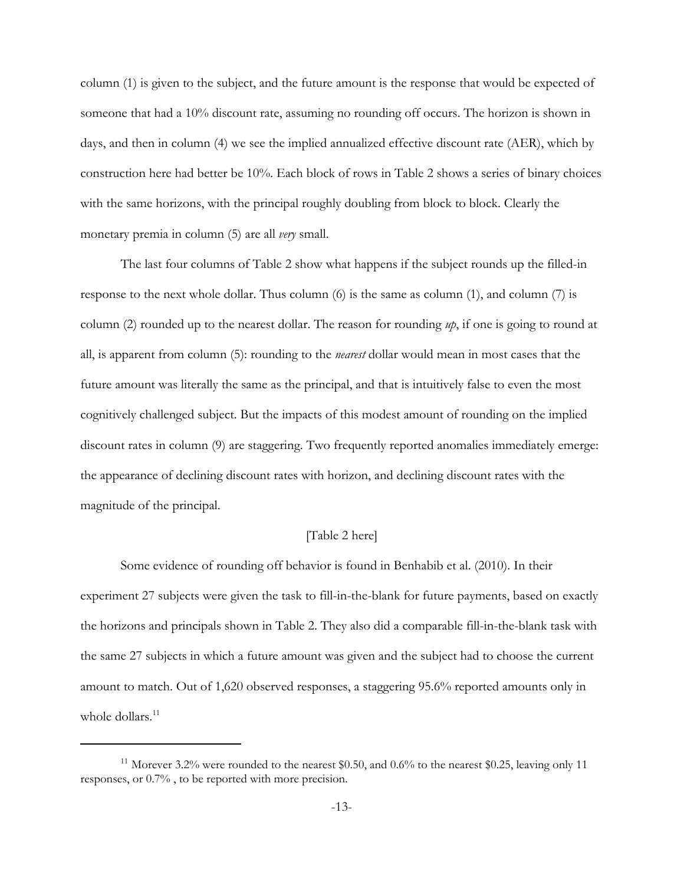column (1) is given to the subject, and the future amount is the response that would be expected of someone that had a 10% discount rate, assuming no rounding off occurs. The horizon is shown in days, and then in column (4) we see the implied annualized effective discount rate (AER), which by construction here had better be 10%. Each block of rows in Table 2 shows a series of binary choices with the same horizons, with the principal roughly doubling from block to block. Clearly the monetary premia in column (5) are all *very* small.

The last four columns of Table 2 show what happens if the subject rounds up the filled-in response to the next whole dollar. Thus column (6) is the same as column (1), and column (7) is column (2) rounded up to the nearest dollar. The reason for rounding *up*, if one is going to round at all, is apparent from column (5): rounding to the *nearest* dollar would mean in most cases that the future amount was literally the same as the principal, and that is intuitively false to even the most cognitively challenged subject. But the impacts of this modest amount of rounding on the implied discount rates in column (9) are staggering. Two frequently reported anomalies immediately emerge: the appearance of declining discount rates with horizon, and declining discount rates with the magnitude of the principal.

[Table 2 here]

Some evidence of rounding off behavior is found in Benhabib et al. (2010). In their experiment 27 subjects were given the task to fill-in-the-blank for future payments, based on exactly the horizons and principals shown in Table 2. They also did a comparable fill-in-the-blank task with the same 27 subjects in which a future amount was given and the subject had to choose the current amount to match. Out of 1,620 observed responses, a staggering 95.6% reported amounts only in whole dollars.[11]

[11] Morever 3.2% were rounded to the nearest \$0.50, and 0.6% to the nearest \$0.25, leaving only 11 responses, or 0.7% , to be reported with more precision.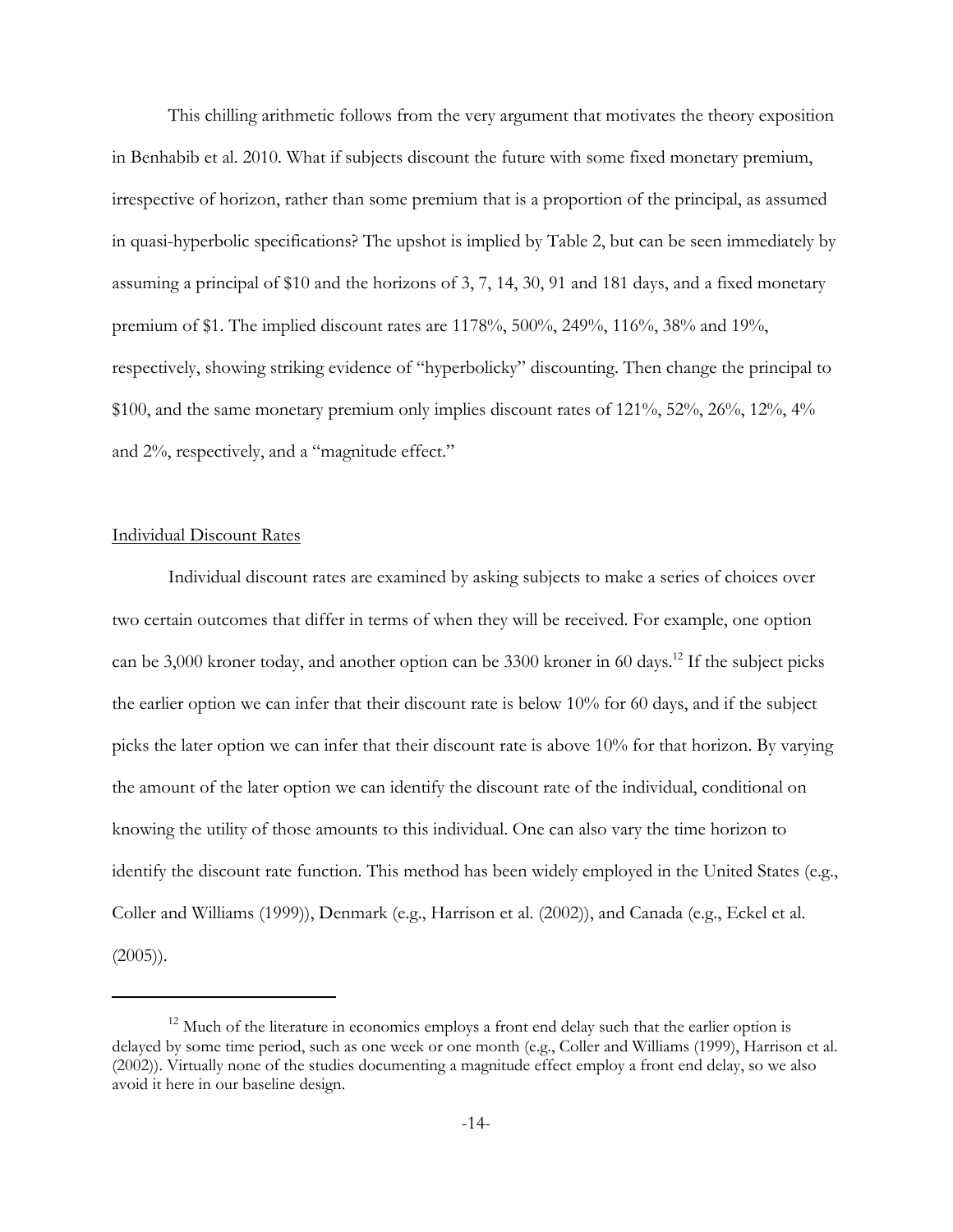This chilling arithmetic follows from the very argument that motivates the theory exposition in Benhabib et al. 2010. What if subjects discount the future with some fixed monetary premium, irrespective of horizon, rather than some premium that is a proportion of the principal, as assumed in quasi-hyperbolic specifications? The upshot is implied by Table 2, but can be seen immediately by assuming a principal of \$10 and the horizons of 3, 7, 14, 30, 91 and 181 days, and a fixed monetary premium of \$1. The implied discount rates are 1178%, 500%, 249%, 116%, 38% and 19%, respectively, showing striking evidence of "hyperbolicky" discounting. Then change the principal to \$100, and the same monetary premium only implies discount rates of 121%, 52%, 26%, 12%, 4% and 2%, respectively, and a "magnitude effect."

## Individual Discount Rates

Individual discount rates are examined by asking subjects to make a series of choices over two certain outcomes that differ in terms of when they will be received. For example, one option can be 3,000 kroner today, and another option can be 3300 kroner in 60 days.[12] If the subject picks the earlier option we can infer that their discount rate is below 10% for 60 days, and if the subject picks the later option we can infer that their discount rate is above 10% for that horizon. By varying the amount of the later option we can identify the discount rate of the individual, conditional on knowing the utility of those amounts to this individual. One can also vary the time horizon to identify the discount rate function. This method has been widely employed in the United States (e.g., Coller and Williams (1999)), Denmark (e.g., Harrison et al. (2002)), and Canada (e.g., Eckel et al. (2005)).

[12] Much of the literature in economics employs a front end delay such that the earlier option is delayed by some time period, such as one week or one month (e.g., Coller and Williams (1999), Harrison et al. (2002)). Virtually none of the studies documenting a magnitude effect employ a front end delay, so we also avoid it here in our baseline design.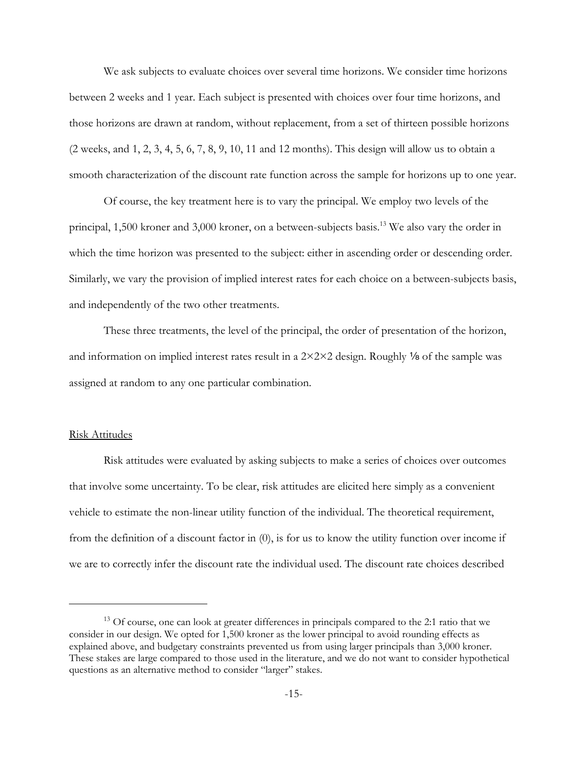We ask subjects to evaluate choices over several time horizons. We consider time horizons between 2 weeks and 1 year. Each subject is presented with choices over four time horizons, and those horizons are drawn at random, without replacement, from a set of thirteen possible horizons (2 weeks, and 1, 2, 3, 4, 5, 6, 7, 8, 9, 10, 11 and 12 months). This design will allow us to obtain a smooth characterization of the discount rate function across the sample for horizons up to one year.

Of course, the key treatment here is to vary the principal. We employ two levels of the principal, 1,500 kroner and 3,000 kroner, on a between-subjects basis.[13] We also vary the order in which the time horizon was presented to the subject: either in ascending order or descending order. Similarly, we vary the provision of implied interest rates for each choice on a between-subjects basis, and independently of the two other treatments.

These three treatments, the level of the principal, the order of presentation of the horizon, and information on implied interest rates result in a $2 \times 2 \times 2$ design. Roughly ⅛ of the sample was assigned at random to any one particular combination.

Risk Attitudes

Risk attitudes were evaluated by asking subjects to make a series of choices over outcomes that involve some uncertainty. To be clear, risk attitudes are elicited here simply as a convenient vehicle to estimate the non-linear utility function of the individual. The theoretical requirement, from the definition of a discount factor in (0), is for us to know the utility function over income if we are to correctly infer the discount rate the individual used. The discount rate choices described

[13] Of course, one can look at greater differences in principals compared to the 2:1 ratio that we consider in our design. We opted for 1,500 kroner as the lower principal to avoid rounding effects as explained above, and budgetary constraints prevented us from using larger principals than 3,000 kroner. These stakes are large compared to those used in the literature, and we do not want to consider hypothetical questions as an alternative method to consider "larger" stakes.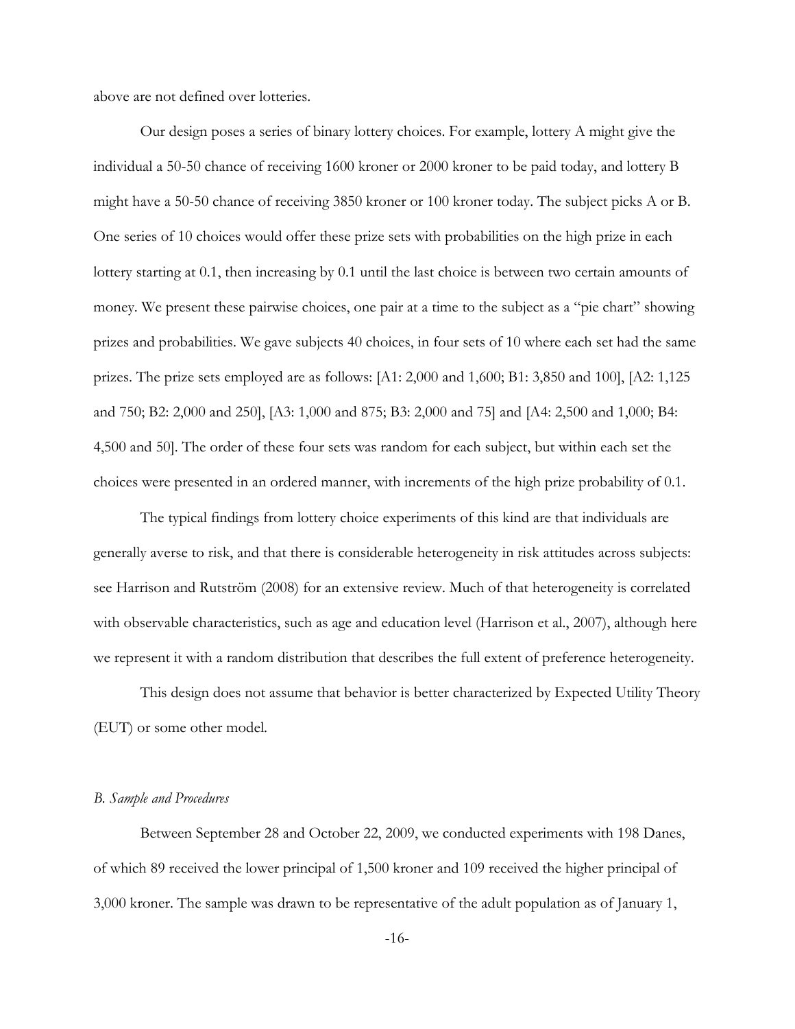above are not defined over lotteries.

Our design poses a series of binary lottery choices. For example, lottery A might give the individual a 50-50 chance of receiving 1600 kroner or 2000 kroner to be paid today, and lottery B might have a 50-50 chance of receiving 3850 kroner or 100 kroner today. The subject picks A or B. One series of 10 choices would offer these prize sets with probabilities on the high prize in each lottery starting at 0.1, then increasing by 0.1 until the last choice is between two certain amounts of money. We present these pairwise choices, one pair at a time to the subject as a "pie chart" showing prizes and probabilities. We gave subjects 40 choices, in four sets of 10 where each set had the same prizes. The prize sets employed are as follows: [A1: 2,000 and 1,600; B1: 3,850 and 100], [A2: 1,125 and 750; B2: 2,000 and 250], [A3: 1,000 and 875; B3: 2,000 and 75] and [A4: 2,500 and 1,000; B4: 4,500 and 50]. The order of these four sets was random for each subject, but within each set the choices were presented in an ordered manner, with increments of the high prize probability of 0.1.

The typical findings from lottery choice experiments of this kind are that individuals are generally averse to risk, and that there is considerable heterogeneity in risk attitudes across subjects: see Harrison and Rutström (2008) for an extensive review. Much of that heterogeneity is correlated with observable characteristics, such as age and education level (Harrison et al., 2007), although here we represent it with a random distribution that describes the full extent of preference heterogeneity.

This design does not assume that behavior is better characterized by Expected Utility Theory (EUT) or some other model.

### *B. Sample and Procedures*

Between September 28 and October 22, 2009, we conducted experiments with 198 Danes, of which 89 received the lower principal of 1,500 kroner and 109 received the higher principal of 3,000 kroner. The sample was drawn to be representative of the adult population as of January 1,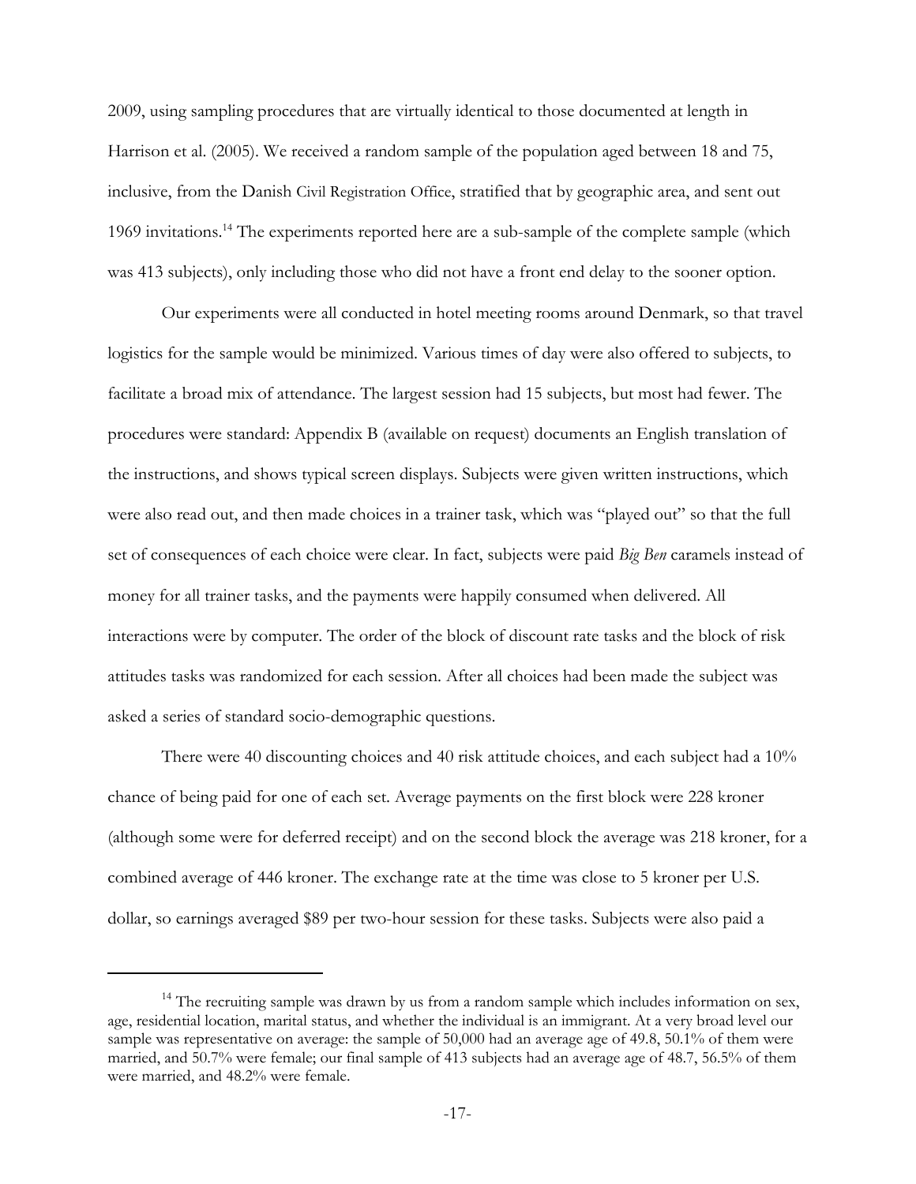2009, using sampling procedures that are virtually identical to those documented at length in Harrison et al. (2005). We received a random sample of the population aged between 18 and 75, inclusive, from the Danish Civil Registration Office, stratified that by geographic area, and sent out 1969 invitations.[14] The experiments reported here are a sub-sample of the complete sample (which was 413 subjects), only including those who did not have a front end delay to the sooner option.

Our experiments were all conducted in hotel meeting rooms around Denmark, so that travel logistics for the sample would be minimized. Various times of day were also offered to subjects, to facilitate a broad mix of attendance. The largest session had 15 subjects, but most had fewer. The procedures were standard: Appendix B (available on request) documents an English translation of the instructions, and shows typical screen displays. Subjects were given written instructions, which were also read out, and then made choices in a trainer task, which was "played out" so that the full set of consequences of each choice were clear. In fact, subjects were paid *Big Ben* caramels instead of money for all trainer tasks, and the payments were happily consumed when delivered. All interactions were by computer. The order of the block of discount rate tasks and the block of risk attitudes tasks was randomized for each session. After all choices had been made the subject was asked a series of standard socio-demographic questions.

There were 40 discounting choices and 40 risk attitude choices, and each subject had a 10% chance of being paid for one of each set. Average payments on the first block were 228 kroner (although some were for deferred receipt) and on the second block the average was 218 kroner, for a combined average of 446 kroner. The exchange rate at the time was close to 5 kroner per U.S. dollar, so earnings averaged $89 per two-hour session for these tasks. Subjects were also paid a

[14] The recruiting sample was drawn by us from a random sample which includes information on sex, age, residential location, marital status, and whether the individual is an immigrant. At a very broad level our sample was representative on average: the sample of 50,000 had an average age of 49.8, 50.1% of them were married, and 50.7% were female; our final sample of 413 subjects had an average age of 48.7, 56.5% of them were married, and 48.2% were female.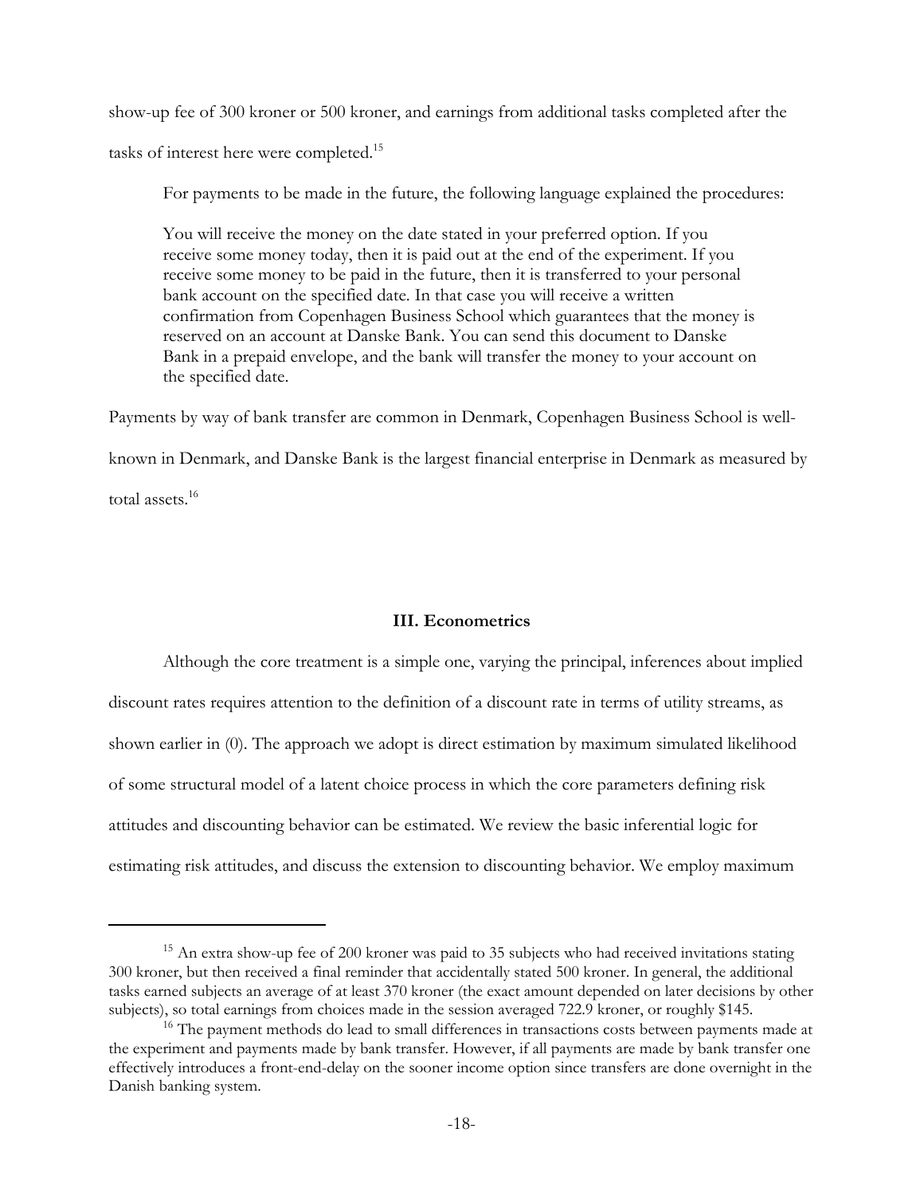show-up fee of 300 kroner or 500 kroner, and earnings from additional tasks completed after the tasks of interest here were completed.[15]

For payments to be made in the future, the following language explained the procedures:

> You will receive the money on the date stated in your preferred option. If you receive some money today, then it is paid out at the end of the experiment. If you receive some money to be paid in the future, then it is transferred to your personal bank account on the specified date. In that case you will receive a written confirmation from Copenhagen Business School which guarantees that the money is reserved on an account at Danske Bank. You can send this document to Danske Bank in a prepaid envelope, and the bank will transfer the money to your account on the specified date.

Payments by way of bank transfer are common in Denmark, Copenhagen Business School is well-known in Denmark, and Danske Bank is the largest financial enterprise in Denmark as measured by total assets.[16]

### III. Econometrics

Although the core treatment is a simple one, varying the principal, inferences about implied discount rates requires attention to the definition of a discount rate in terms of utility streams, as shown earlier in (0). The approach we adopt is direct estimation by maximum simulated likelihood of some structural model of a latent choice process in which the core parameters defining risk attitudes and discounting behavior can be estimated. We review the basic inferential logic for estimating risk attitudes, and discuss the extension to discounting behavior. We employ maximum

---

[15] An extra show-up fee of 200 kroner was paid to 35 subjects who had received invitations stating 300 kroner, but then received a final reminder that accidentally stated 500 kroner. In general, the additional tasks earned subjects an average of at least 370 kroner (the exact amount depended on later decisions by other subjects), so total earnings from choices made in the session averaged 722.9 kroner, or roughly $145.

[16] The payment methods do lead to small differences in transactions costs between payments made at the experiment and payments made by bank transfer. However, if all payments are made by bank transfer one effectively introduces a front-end-delay on the sooner income option since transfers are done overnight in the Danish banking system.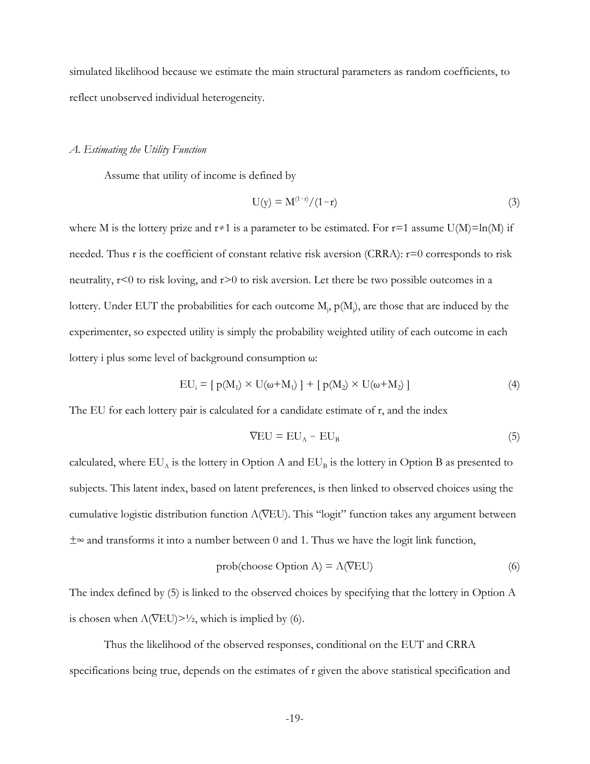simulated likelihood because we estimate the main structural parameters as random coefficients, to reflect unobserved individual heterogeneity.

### *A. Estimating the Utility Function*

Assume that utility of income is defined by

$$U(y) = M^{(1-r)}/(1-r) \tag{3}$$

where M is the lottery prize and $r \neq 1$ is a parameter to be estimated. For r=1 assume U(M)=ln(M) if needed. Thus r is the coefficient of constant relative risk aversion (CRRA): r=0 corresponds to risk neutrality, r<0 to risk loving, and r>0 to risk aversion. Let there be two possible outcomes in a lottery. Under EUT the probabilities for each outcome $M_j$, $p(M_j)$, are those that are induced by the experimenter, so expected utility is simply the probability weighted utility of each outcome in each lottery i plus some level of background consumption ω:

$$EU_i = [\, p(M_1) \times U(\omega+M_1) \,] + [\, p(M_2) \times U(\omega+M_2) \,] \tag{4}$$

The EU for each lottery pair is calculated for a candidate estimate of r, and the index

$$\nabla EU = EU_A - EU_B \tag{5}$$

calculated, where $EU_A$ is the lottery in Option A and $EU_B$ is the lottery in Option B as presented to subjects. This latent index, based on latent preferences, is then linked to observed choices using the cumulative logistic distribution function $\Lambda(\nabla EU)$. This "logit" function takes any argument between ±∞ and transforms it into a number between 0 and 1. Thus we have the logit link function,

$$\text{prob(choose Option A)} = \Lambda(\nabla EU) \tag{6}$$

The index defined by (5) is linked to the observed choices by specifying that the lottery in Option A is chosen when $\Lambda(\nabla EU) > \frac{1}{2}$, which is implied by (6).

Thus the likelihood of the observed responses, conditional on the EUT and CRRA specifications being true, depends on the estimates of r given the above statistical specification and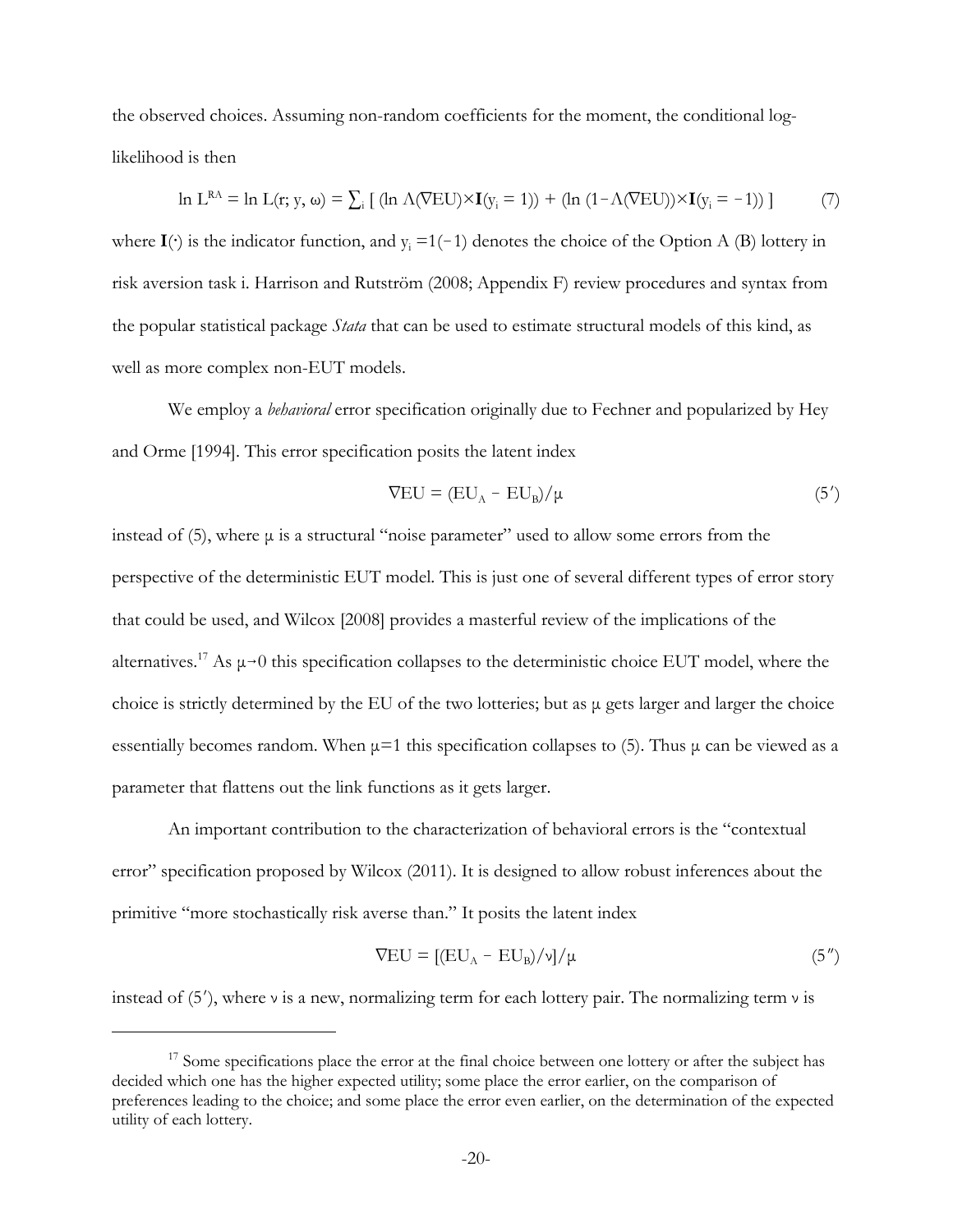the observed choices. Assuming non-random coefficients for the moment, the conditional log-likelihood is then

$$\ln L^{RA} = \ln L(r; y, \omega) = \sum_i [ (\ln \Lambda(\nabla EU)\times \mathbf{I}(y_i = 1)) + (\ln (1-\Lambda(\nabla EU))\times \mathbf{I}(y_i = -1)) ] \tag{7}$$

where $\mathbf{I}(\cdot)$ is the indicator function, and $y_i = 1(-1)$ denotes the choice of the Option A (B) lottery in risk aversion task i. Harrison and Rutström (2008; Appendix F) review procedures and syntax from the popular statistical package *Stata* that can be used to estimate structural models of this kind, as well as more complex non-EUT models.

We employ a *behavioral* error specification originally due to Fechner and popularized by Hey and Orme [1994]. This error specification posits the latent index

$$\nabla EU = (EU_A - EU_B)/\mu \tag{5$'$}$$

instead of (5), where $\mu$ is a structural "noise parameter" used to allow some errors from the perspective of the deterministic EUT model. This is just one of several different types of error story that could be used, and Wilcox [2008] provides a masterful review of the implications of the alternatives.[17] As $\mu \rightarrow 0$ this specification collapses to the deterministic choice EUT model, where the choice is strictly determined by the EU of the two lotteries; but as $\mu$ gets larger and larger the choice essentially becomes random. When $\mu=1$ this specification collapses to (5). Thus $\mu$ can be viewed as a parameter that flattens out the link functions as it gets larger.

An important contribution to the characterization of behavioral errors is the "contextual error" specification proposed by Wilcox (2011). It is designed to allow robust inferences about the primitive "more stochastically risk averse than." It posits the latent index

$$\nabla EU = [(EU_A - EU_B)/\nu]/\mu \tag{5$''$}$$

instead of (5′), where $\nu$ is a new, normalizing term for each lottery pair. The normalizing term $\nu$ is

---

[17] Some specifications place the error at the final choice between one lottery or after the subject has decided which one has the higher expected utility; some place the error earlier, on the comparison of preferences leading to the choice; and some place the error even earlier, on the determination of the expected utility of each lottery.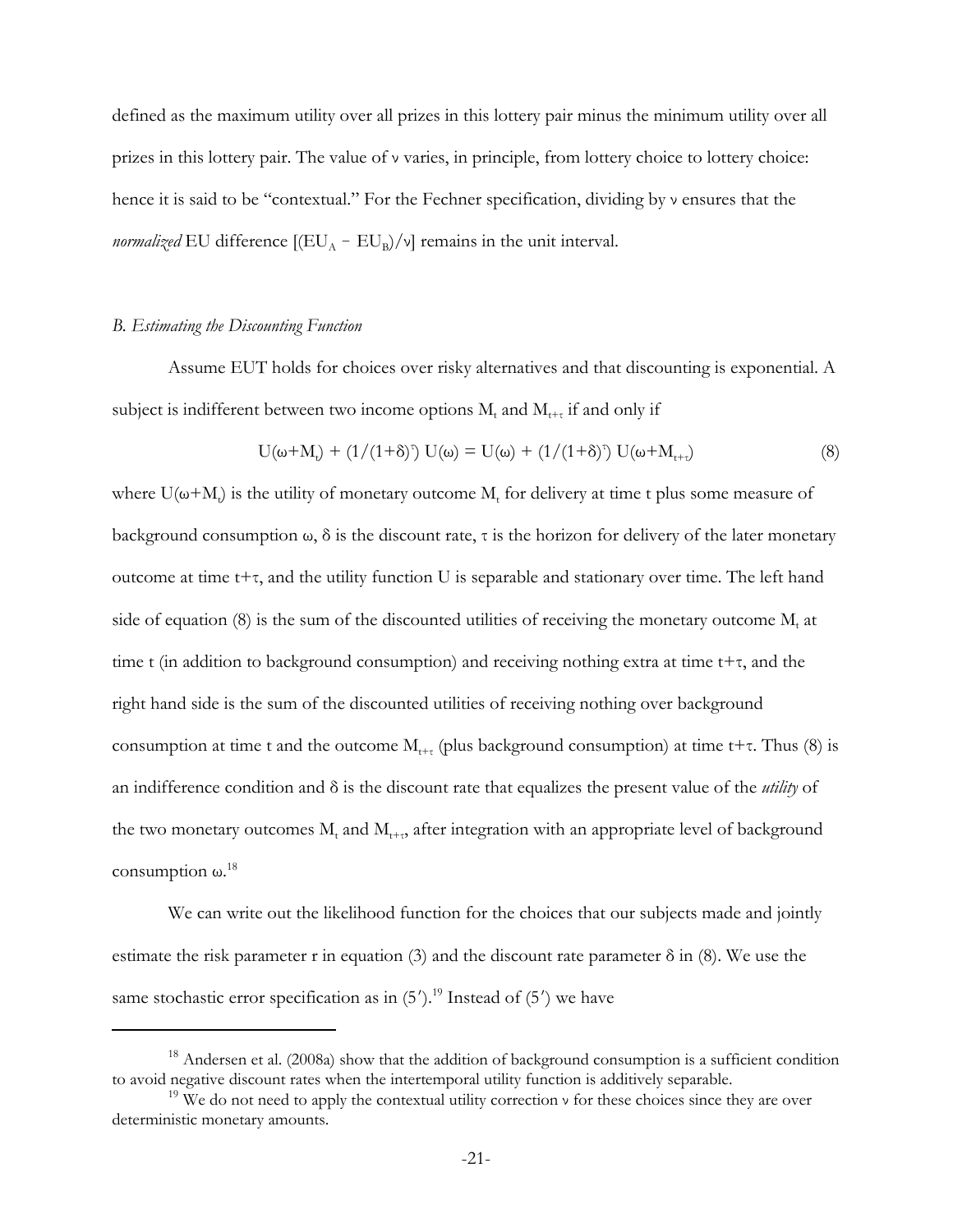defined as the maximum utility over all prizes in this lottery pair minus the minimum utility over all prizes in this lottery pair. The value of ν varies, in principle, from lottery choice to lottery choice: hence it is said to be "contextual." For the Fechner specification, dividing by ν ensures that the *normalized* EU difference $[(EU_A - EU_B)/\nu]$ remains in the unit interval.

*B. Estimating the Discounting Function*

Assume EUT holds for choices over risky alternatives and that discounting is exponential. A subject is indifferent between two income options $M_t$ and $M_{t+\tau}$ if and only if

$$U(\omega+M_t) + (1/(1+\delta)^{\tau})\, U(\omega) = U(\omega) + (1/(1+\delta)^{\tau})\, U(\omega+M_{t+\tau}) \tag{8}$$

where $U(\omega+M_t)$ is the utility of monetary outcome $M_t$ for delivery at time t plus some measure of background consumption ω, δ is the discount rate, τ is the horizon for delivery of the later monetary outcome at time t+τ, and the utility function U is separable and stationary over time. The left hand side of equation (8) is the sum of the discounted utilities of receiving the monetary outcome $M_t$ at time t (in addition to background consumption) and receiving nothing extra at time t+τ, and the right hand side is the sum of the discounted utilities of receiving nothing over background consumption at time t and the outcome $M_{t+\tau}$ (plus background consumption) at time t+τ. Thus (8) is an indifference condition and δ is the discount rate that equalizes the present value of the *utility* of the two monetary outcomes $M_t$ and $M_{t+\tau}$, after integration with an appropriate level of background consumption ω.[18]

We can write out the likelihood function for the choices that our subjects made and jointly estimate the risk parameter r in equation (3) and the discount rate parameter δ in (8). We use the same stochastic error specification as in (5′).[19] Instead of (5′) we have

[18] Andersen et al. (2008a) show that the addition of background consumption is a sufficient condition to avoid negative discount rates when the intertemporal utility function is additively separable.

[19] We do not need to apply the contextual utility correction ν for these choices since they are over deterministic monetary amounts.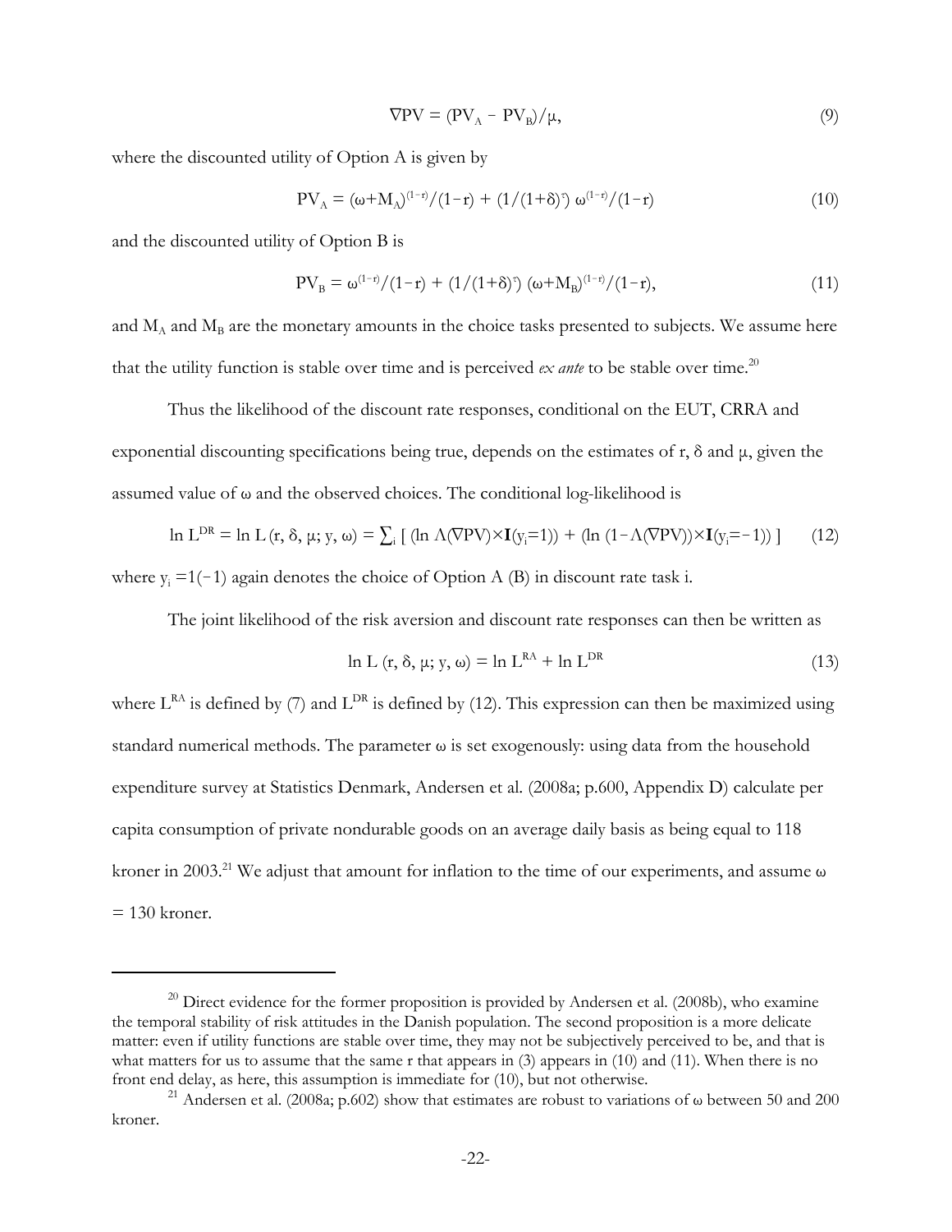$$\nabla PV = (PV_A - PV_B)/\mu, \tag{9}$$

where the discounted utility of Option A is given by

$$PV_A = (\omega+M_A)^{(1-r)}/(1-r) + (1/(1+\delta)^{\tau})\ \omega^{(1-r)}/(1-r) \tag{10}$$

and the discounted utility of Option B is

$$PV_B = \omega^{(1-r)}/(1-r) + (1/(1+\delta)^{\tau})\ (\omega+M_B)^{(1-r)}/(1-r), \tag{11}$$

and $M_A$ and $M_B$ are the monetary amounts in the choice tasks presented to subjects. We assume here that the utility function is stable over time and is perceived *ex ante* to be stable over time.[20]

Thus the likelihood of the discount rate responses, conditional on the EUT, CRRA and exponential discounting specifications being true, depends on the estimates of r, δ and μ, given the assumed value of ω and the observed choices. The conditional log-likelihood is

$$\ln L^{DR} = \ln L\,(r, \delta, \mu; y, \omega) = \textstyle\sum_i [\ (\ln \Lambda(\nabla PV)\times \mathbf{I}(y_i=1)) + (\ln (1-\Lambda(\nabla PV))\times \mathbf{I}(y_i=-1))\ ] \tag{12}$$

where $y_i = 1(-1)$ again denotes the choice of Option A (B) in discount rate task i.

The joint likelihood of the risk aversion and discount rate responses can then be written as

$$\ln L\ (r, \delta, \mu; y, \omega) = \ln L^{RA} + \ln L^{DR} \tag{13}$$

where $L^{RA}$ is defined by (7) and $L^{DR}$ is defined by (12). This expression can then be maximized using standard numerical methods. The parameter ω is set exogenously: using data from the household expenditure survey at Statistics Denmark, Andersen et al. (2008a; p.600, Appendix D) calculate per capita consumption of private nondurable goods on an average daily basis as being equal to 118 kroner in 2003.[21] We adjust that amount for inflation to the time of our experiments, and assume ω = 130 kroner.

[20] Direct evidence for the former proposition is provided by Andersen et al. (2008b), who examine the temporal stability of risk attitudes in the Danish population. The second proposition is a more delicate matter: even if utility functions are stable over time, they may not be subjectively perceived to be, and that is what matters for us to assume that the same r that appears in (3) appears in (10) and (11). When there is no front end delay, as here, this assumption is immediate for (10), but not otherwise.

[21] Andersen et al. (2008a; p.602) show that estimates are robust to variations of ω between 50 and 200 kroner.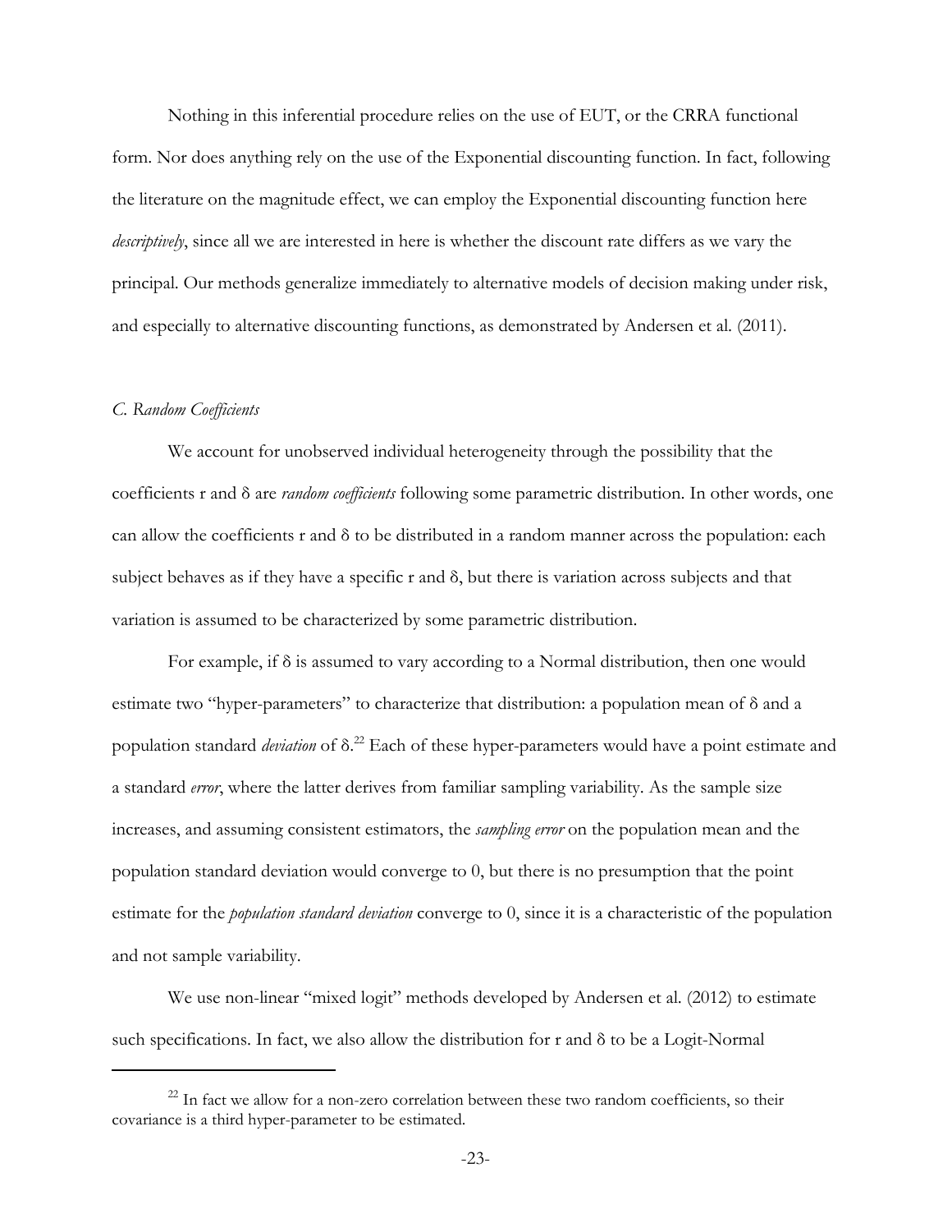Nothing in this inferential procedure relies on the use of EUT, or the CRRA functional form. Nor does anything rely on the use of the Exponential discounting function. In fact, following the literature on the magnitude effect, we can employ the Exponential discounting function here *descriptively*, since all we are interested in here is whether the discount rate differs as we vary the principal. Our methods generalize immediately to alternative models of decision making under risk, and especially to alternative discounting functions, as demonstrated by Andersen et al. (2011).

### *C. Random Coefficients*

We account for unobserved individual heterogeneity through the possibility that the coefficients r and $\delta$ are *random coefficients* following some parametric distribution. In other words, one can allow the coefficients r and $\delta$ to be distributed in a random manner across the population: each subject behaves as if they have a specific r and $\delta$, but there is variation across subjects and that variation is assumed to be characterized by some parametric distribution.

For example, if $\delta$ is assumed to vary according to a Normal distribution, then one would estimate two "hyper-parameters" to characterize that distribution: a population mean of $\delta$ and a population standard *deviation* of $\delta$.[22] Each of these hyper-parameters would have a point estimate and a standard *error*, where the latter derives from familiar sampling variability. As the sample size increases, and assuming consistent estimators, the *sampling error* on the population mean and the population standard deviation would converge to 0, but there is no presumption that the point estimate for the *population standard deviation* converge to 0, since it is a characteristic of the population and not sample variability.

We use non-linear "mixed logit" methods developed by Andersen et al. (2012) to estimate such specifications. In fact, we also allow the distribution for r and $\delta$ to be a Logit-Normal

[22] In fact we allow for a non-zero correlation between these two random coefficients, so their covariance is a third hyper-parameter to be estimated.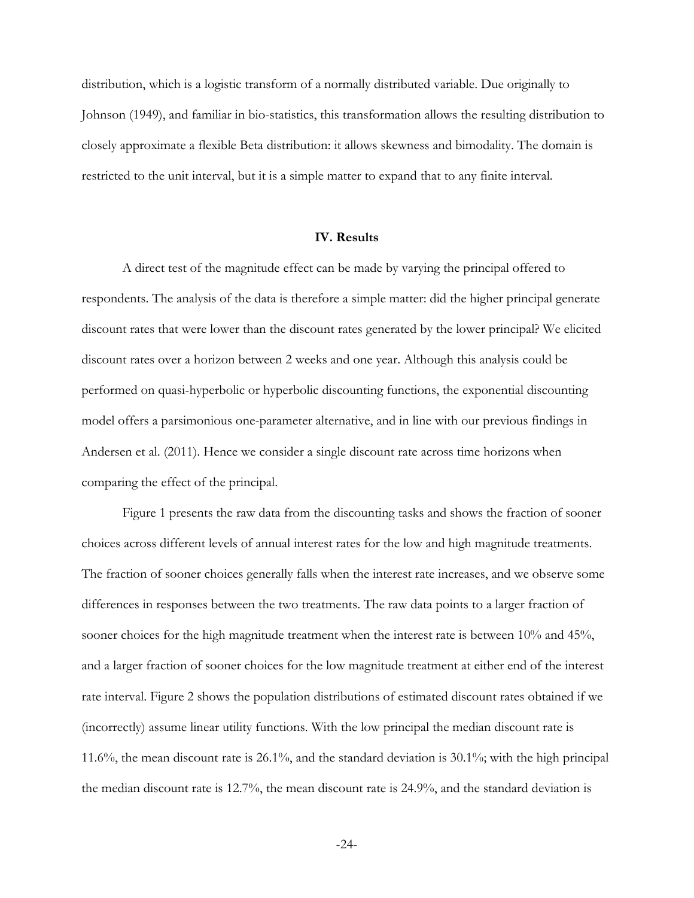distribution, which is a logistic transform of a normally distributed variable. Due originally to Johnson (1949), and familiar in bio-statistics, this transformation allows the resulting distribution to closely approximate a flexible Beta distribution: it allows skewness and bimodality. The domain is restricted to the unit interval, but it is a simple matter to expand that to any finite interval.

## IV. Results

A direct test of the magnitude effect can be made by varying the principal offered to respondents. The analysis of the data is therefore a simple matter: did the higher principal generate discount rates that were lower than the discount rates generated by the lower principal? We elicited discount rates over a horizon between 2 weeks and one year. Although this analysis could be performed on quasi-hyperbolic or hyperbolic discounting functions, the exponential discounting model offers a parsimonious one-parameter alternative, and in line with our previous findings in Andersen et al. (2011). Hence we consider a single discount rate across time horizons when comparing the effect of the principal.

Figure 1 presents the raw data from the discounting tasks and shows the fraction of sooner choices across different levels of annual interest rates for the low and high magnitude treatments. The fraction of sooner choices generally falls when the interest rate increases, and we observe some differences in responses between the two treatments. The raw data points to a larger fraction of sooner choices for the high magnitude treatment when the interest rate is between 10% and 45%, and a larger fraction of sooner choices for the low magnitude treatment at either end of the interest rate interval. Figure 2 shows the population distributions of estimated discount rates obtained if we (incorrectly) assume linear utility functions. With the low principal the median discount rate is 11.6%, the mean discount rate is 26.1%, and the standard deviation is 30.1%; with the high principal the median discount rate is 12.7%, the mean discount rate is 24.9%, and the standard deviation is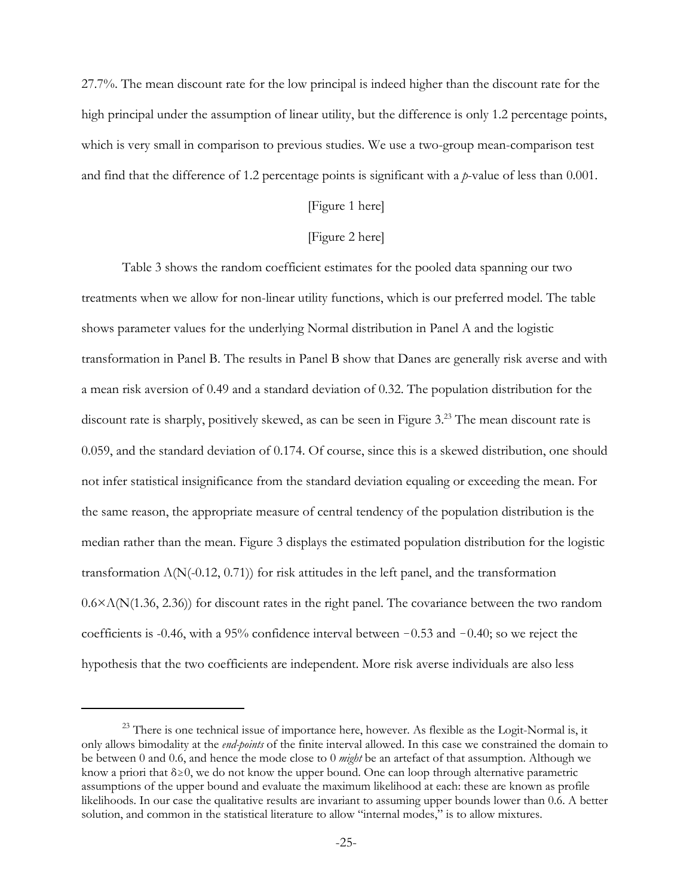27.7%. The mean discount rate for the low principal is indeed higher than the discount rate for the high principal under the assumption of linear utility, but the difference is only 1.2 percentage points, which is very small in comparison to previous studies. We use a two-group mean-comparison test and find that the difference of 1.2 percentage points is significant with a *p*-value of less than 0.001.

[Figure 1 here]

[Figure 2 here]

Table 3 shows the random coefficient estimates for the pooled data spanning our two treatments when we allow for non-linear utility functions, which is our preferred model. The table shows parameter values for the underlying Normal distribution in Panel A and the logistic transformation in Panel B. The results in Panel B show that Danes are generally risk averse and with a mean risk aversion of 0.49 and a standard deviation of 0.32. The population distribution for the discount rate is sharply, positively skewed, as can be seen in Figure 3.[23] The mean discount rate is 0.059, and the standard deviation of 0.174. Of course, since this is a skewed distribution, one should not infer statistical insignificance from the standard deviation equaling or exceeding the mean. For the same reason, the appropriate measure of central tendency of the population distribution is the median rather than the mean. Figure 3 displays the estimated population distribution for the logistic transformation $\Lambda(N(-0.12, 0.71))$ for risk attitudes in the left panel, and the transformation $0.6\times\Lambda(N(1.36, 2.36))$ for discount rates in the right panel. The covariance between the two random coefficients is -0.46, with a 95% confidence interval between −0.53 and −0.40; so we reject the hypothesis that the two coefficients are independent. More risk averse individuals are also less

[23] There is one technical issue of importance here, however. As flexible as the Logit-Normal is, it only allows bimodality at the *end-points* of the finite interval allowed. In this case we constrained the domain to be between 0 and 0.6, and hence the mode close to 0 *might* be an artefact of that assumption. Although we know a priori that $\delta \geq 0$, we do not know the upper bound. One can loop through alternative parametric assumptions of the upper bound and evaluate the maximum likelihood at each: these are known as profile likelihoods. In our case the qualitative results are invariant to assuming upper bounds lower than 0.6. A better solution, and common in the statistical literature to allow "internal modes," is to allow mixtures.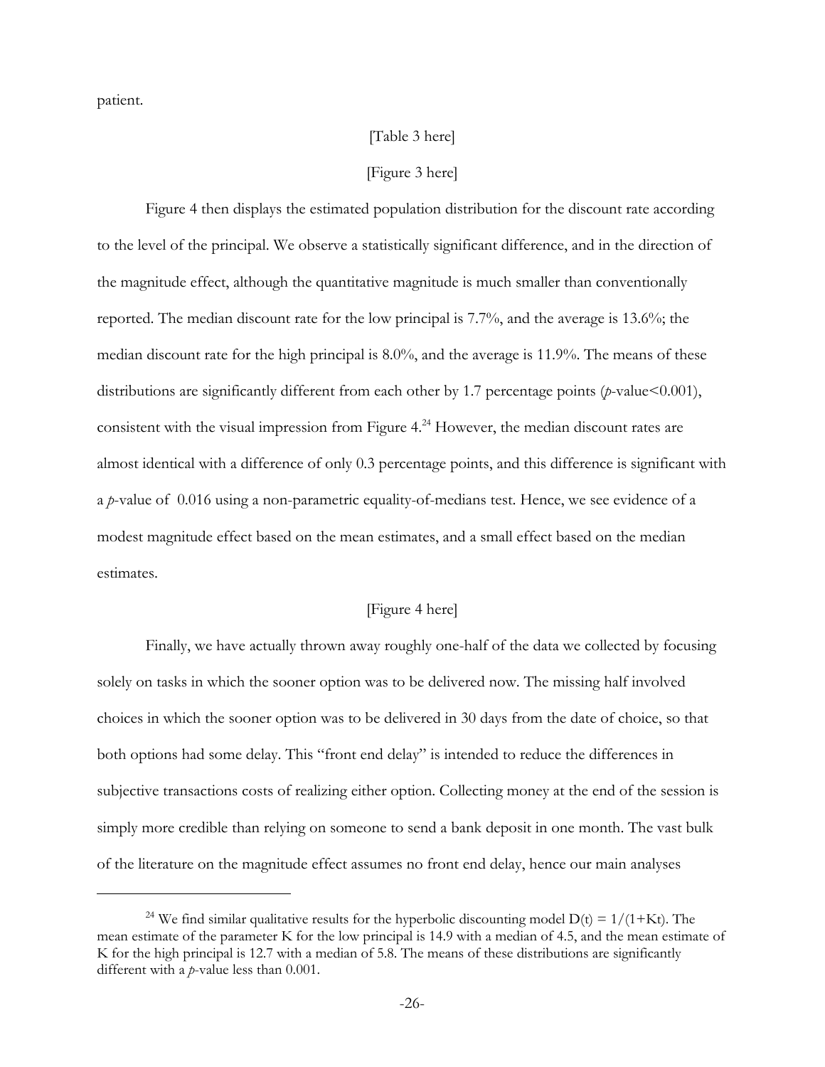patient.

[Table 3 here]

[Figure 3 here]

Figure 4 then displays the estimated population distribution for the discount rate according to the level of the principal. We observe a statistically significant difference, and in the direction of the magnitude effect, although the quantitative magnitude is much smaller than conventionally reported. The median discount rate for the low principal is 7.7%, and the average is 13.6%; the median discount rate for the high principal is 8.0%, and the average is 11.9%. The means of these distributions are significantly different from each other by 1.7 percentage points (*p*-value<0.001), consistent with the visual impression from Figure 4.[24] However, the median discount rates are almost identical with a difference of only 0.3 percentage points, and this difference is significant with a *p*-value of 0.016 using a non-parametric equality-of-medians test. Hence, we see evidence of a modest magnitude effect based on the mean estimates, and a small effect based on the median estimates.

[Figure 4 here]

Finally, we have actually thrown away roughly one-half of the data we collected by focusing solely on tasks in which the sooner option was to be delivered now. The missing half involved choices in which the sooner option was to be delivered in 30 days from the date of choice, so that both options had some delay. This "front end delay" is intended to reduce the differences in subjective transactions costs of realizing either option. Collecting money at the end of the session is simply more credible than relying on someone to send a bank deposit in one month. The vast bulk of the literature on the magnitude effect assumes no front end delay, hence our main analyses

[24] We find similar qualitative results for the hyperbolic discounting model $D(t) = 1/(1+Kt)$. The mean estimate of the parameter K for the low principal is 14.9 with a median of 4.5, and the mean estimate of K for the high principal is 12.7 with a median of 5.8. The means of these distributions are significantly different with a *p*-value less than 0.001.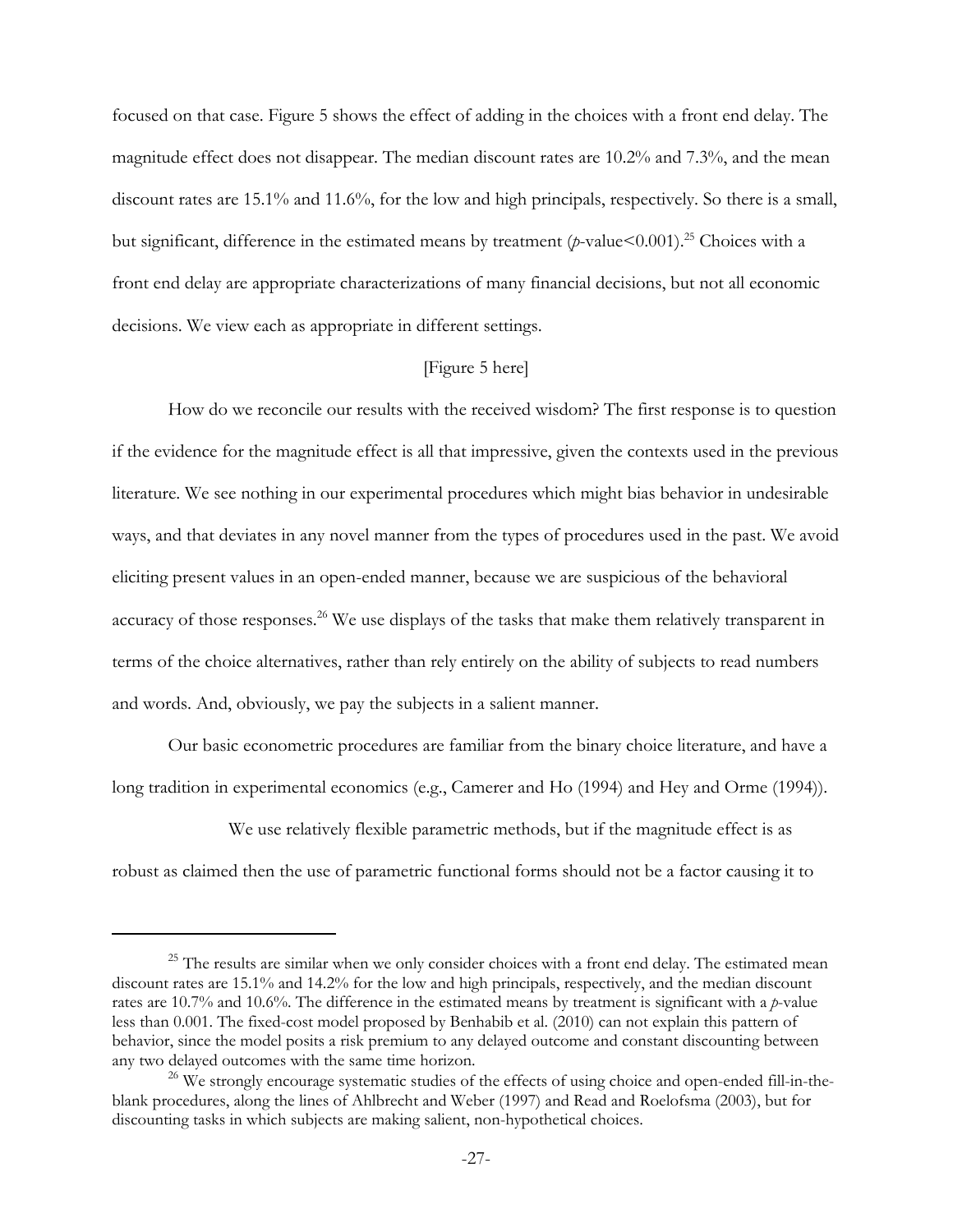focused on that case. Figure 5 shows the effect of adding in the choices with a front end delay. The magnitude effect does not disappear. The median discount rates are 10.2% and 7.3%, and the mean discount rates are 15.1% and 11.6%, for the low and high principals, respectively. So there is a small, but significant, difference in the estimated means by treatment (*p*-value<0.001).[25] Choices with a front end delay are appropriate characterizations of many financial decisions, but not all economic decisions. We view each as appropriate in different settings.

[Figure 5 here]

How do we reconcile our results with the received wisdom? The first response is to question if the evidence for the magnitude effect is all that impressive, given the contexts used in the previous literature. We see nothing in our experimental procedures which might bias behavior in undesirable ways, and that deviates in any novel manner from the types of procedures used in the past. We avoid eliciting present values in an open-ended manner, because we are suspicious of the behavioral accuracy of those responses.[26] We use displays of the tasks that make them relatively transparent in terms of the choice alternatives, rather than rely entirely on the ability of subjects to read numbers and words. And, obviously, we pay the subjects in a salient manner.

Our basic econometric procedures are familiar from the binary choice literature, and have a long tradition in experimental economics (e.g., Camerer and Ho (1994) and Hey and Orme (1994)).

We use relatively flexible parametric methods, but if the magnitude effect is as robust as claimed then the use of parametric functional forms should not be a factor causing it to

---

[25] The results are similar when we only consider choices with a front end delay. The estimated mean discount rates are 15.1% and 14.2% for the low and high principals, respectively, and the median discount rates are 10.7% and 10.6%. The difference in the estimated means by treatment is significant with a *p*-value less than 0.001. The fixed-cost model proposed by Benhabib et al. (2010) can not explain this pattern of behavior, since the model posits a risk premium to any delayed outcome and constant discounting between any two delayed outcomes with the same time horizon.

[26] We strongly encourage systematic studies of the effects of using choice and open-ended fill-in-the-blank procedures, along the lines of Ahlbrecht and Weber (1997) and Read and Roelofsma (2003), but for discounting tasks in which subjects are making salient, non-hypothetical choices.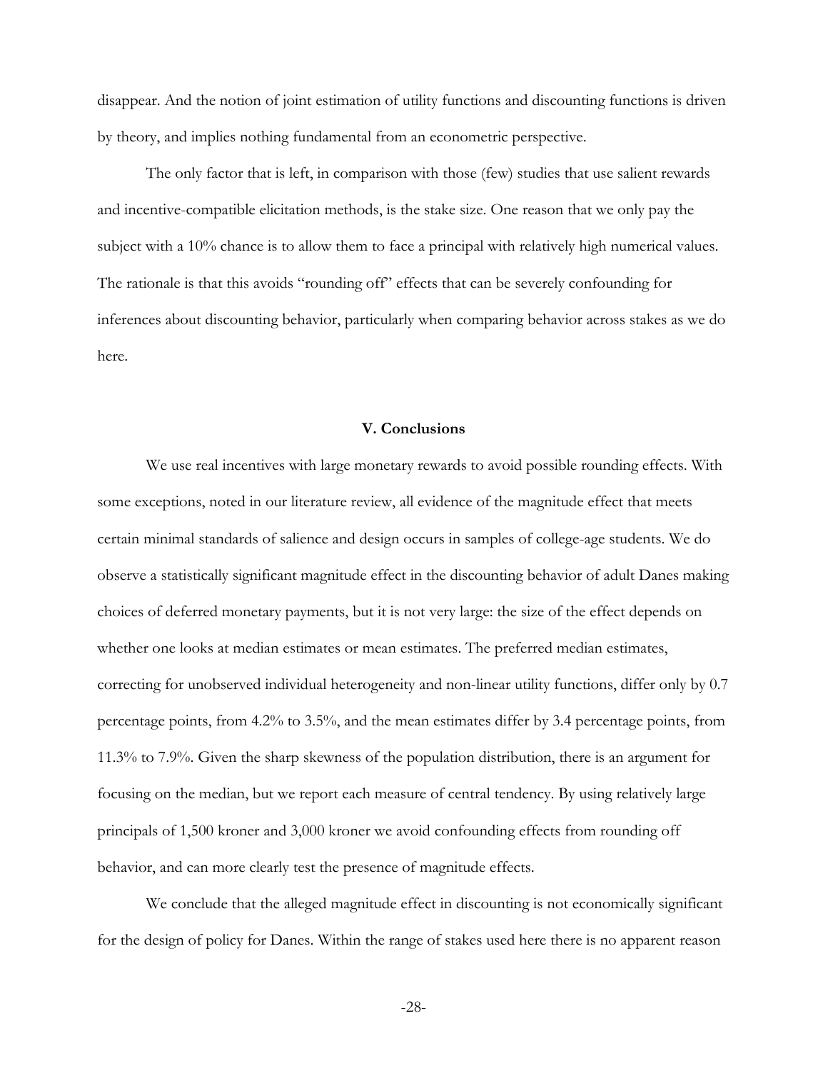disappear. And the notion of joint estimation of utility functions and discounting functions is driven by theory, and implies nothing fundamental from an econometric perspective.

The only factor that is left, in comparison with those (few) studies that use salient rewards and incentive-compatible elicitation methods, is the stake size. One reason that we only pay the subject with a 10% chance is to allow them to face a principal with relatively high numerical values. The rationale is that this avoids "rounding off" effects that can be severely confounding for inferences about discounting behavior, particularly when comparing behavior across stakes as we do here.

## V. Conclusions

We use real incentives with large monetary rewards to avoid possible rounding effects. With some exceptions, noted in our literature review, all evidence of the magnitude effect that meets certain minimal standards of salience and design occurs in samples of college-age students. We do observe a statistically significant magnitude effect in the discounting behavior of adult Danes making choices of deferred monetary payments, but it is not very large: the size of the effect depends on whether one looks at median estimates or mean estimates. The preferred median estimates, correcting for unobserved individual heterogeneity and non-linear utility functions, differ only by 0.7 percentage points, from 4.2% to 3.5%, and the mean estimates differ by 3.4 percentage points, from 11.3% to 7.9%. Given the sharp skewness of the population distribution, there is an argument for focusing on the median, but we report each measure of central tendency. By using relatively large principals of 1,500 kroner and 3,000 kroner we avoid confounding effects from rounding off behavior, and can more clearly test the presence of magnitude effects.

We conclude that the alleged magnitude effect in discounting is not economically significant for the design of policy for Danes. Within the range of stakes used here there is no apparent reason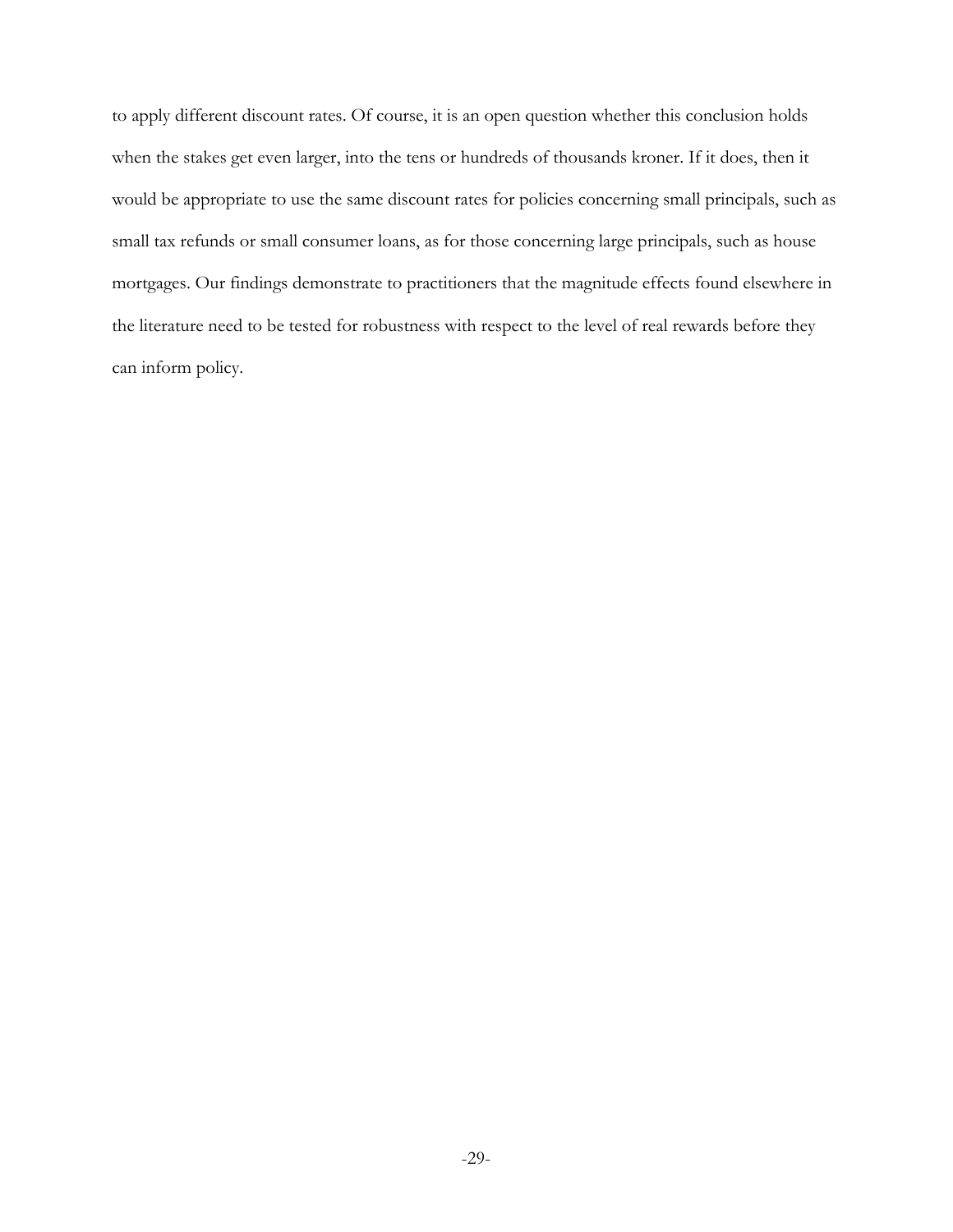to apply different discount rates. Of course, it is an open question whether this conclusion holds when the stakes get even larger, into the tens or hundreds of thousands kroner. If it does, then it would be appropriate to use the same discount rates for policies concerning small principals, such as small tax refunds or small consumer loans, as for those concerning large principals, such as house mortgages. Our findings demonstrate to practitioners that the magnitude effects found elsewhere in the literature need to be tested for robustness with respect to the level of real rewards before they can inform policy.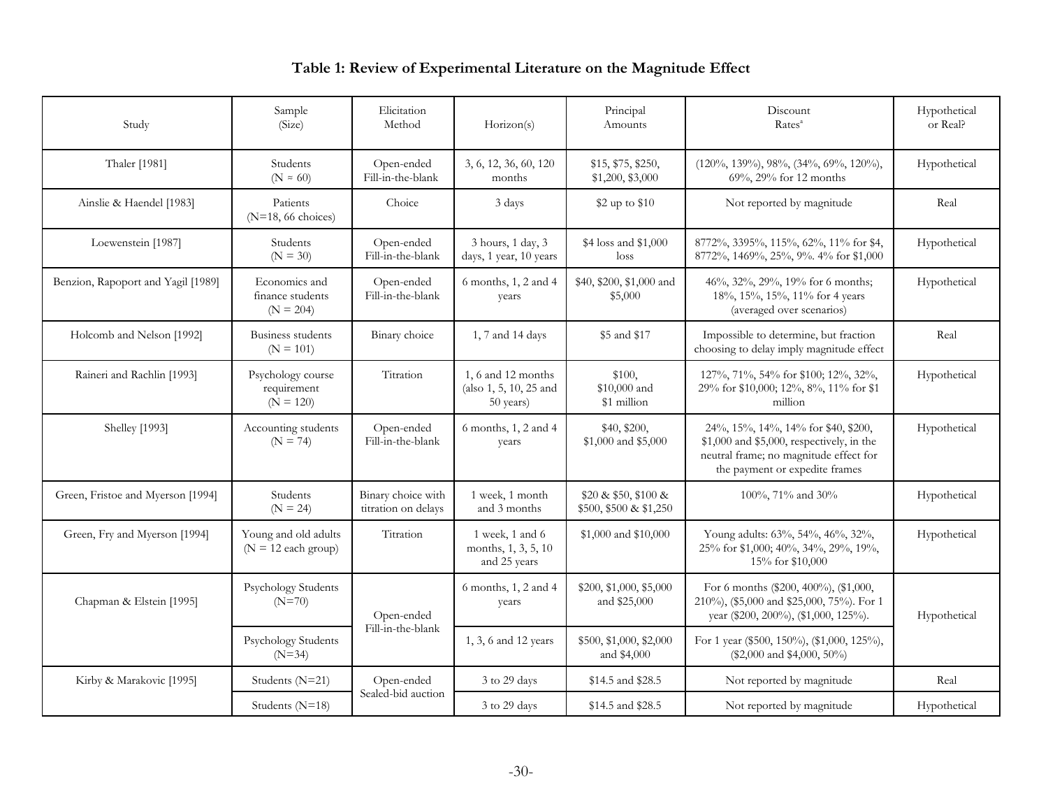## Table 1: Review of Experimental Literature on the Magnitude Effect

| Study | Sample (Size) | Elicitation Method | Horizon(s) | Principal Amounts | Discount Rates[a] | Hypothetical or Real? |
|---|---|---|---|---|---|---|
| Thaler [1981] | Students (N ≈ 60) | Open-ended Fill-in-the-blank | 3, 6, 12, 36, 60, 120 months | $15, $75, $250, $1,200, $3,000 | (120%, 139%), 98%, (34%, 69%, 120%), 69%, 29% for 12 months | Hypothetical |
| Ainslie & Haendel [1983] | Patients (N=18, 66 choices) | Choice | 3 days | $2 up to $10 | Not reported by magnitude | Real |
| Loewenstein [1987] | Students (N = 30) | Open-ended Fill-in-the-blank | 3 hours, 1 day, 3 days, 1 year, 10 years | $4 loss and $1,000 loss | 8772%, 3395%, 115%, 62%, 11% for $4, 8772%, 1469%, 25%, 9%. 4% for $1,000 | Hypothetical |
| Benzion, Rapoport and Yagil [1989] | Economics and finance students (N = 204) | Open-ended Fill-in-the-blank | 6 months, 1, 2 and 4 years | $40, $200, $1,000 and $5,000 | 46%, 32%, 29%, 19% for 6 months; 18%, 15%, 15%, 11% for 4 years (averaged over scenarios) | Hypothetical |
| Holcomb and Nelson [1992] | Business students (N = 101) | Binary choice | 1, 7 and 14 days | $5 and $17 | Impossible to determine, but fraction choosing to delay imply magnitude effect | Real |
| Raineri and Rachlin [1993] | Psychology course requirement (N = 120) | Titration | 1, 6 and 12 months (also 1, 5, 10, 25 and 50 years) | $100, $10,000 and $1 million | 127%, 71%, 54% for $100; 12%, 32%, 29% for $10,000; 12%, 8%, 11% for $1 million | Hypothetical |
| Shelley [1993] | Accounting students (N = 74) | Open-ended Fill-in-the-blank | 6 months, 1, 2 and 4 years | $40, $200, $1,000 and $5,000 | 24%, 15%, 14%, 14% for $40, $200, $1,000 and $5,000, respectively, in the neutral frame; no magnitude effect for the payment or expedite frames | Hypothetical |
| Green, Fristoe and Myerson [1994] | Students (N = 24) | Binary choice with titration on delays | 1 week, 1 month and 3 months | $20 & $50, $100 & $500, $500 & $1,250 | 100%, 71% and 30% | Hypothetical |
| Green, Fry and Myerson [1994] | Young and old adults (N = 12 each group) | Titration | 1 week, 1 and 6 months, 1, 3, 5, 10 and 25 years | $1,000 and $10,000 | Young adults: 63%, 54%, 46%, 32%, 25% for $1,000; 40%, 34%, 29%, 19%, 15% for $10,000 | Hypothetical |
| Chapman & Elstein [1995] | Psychology Students (N=70) | Open-ended Fill-in-the-blank | 6 months, 1, 2 and 4 years | $200, $1,000, $5,000 and $25,000 | For 6 months ($200, 400%), ($1,000, 210%), ($5,000 and $25,000, 75%). For 1 year ($200, 200%), ($1,000, 125%). | Hypothetical |
| | Psychology Students (N=34) | | 1, 3, 6 and 12 years | $500, $1,000, $2,000 and $4,000 | For 1 year ($500, 150%), ($1,000, 125%), ($2,000 and $4,000, 50%) | |
| Kirby & Marakovic [1995] | Students (N=21) | Open-ended Sealed-bid auction | 3 to 29 days | $14.5 and $28.5 | Not reported by magnitude | Real |
| | Students (N=18) | | 3 to 29 days | $14.5 and $28.5 | Not reported by magnitude | Hypothetical |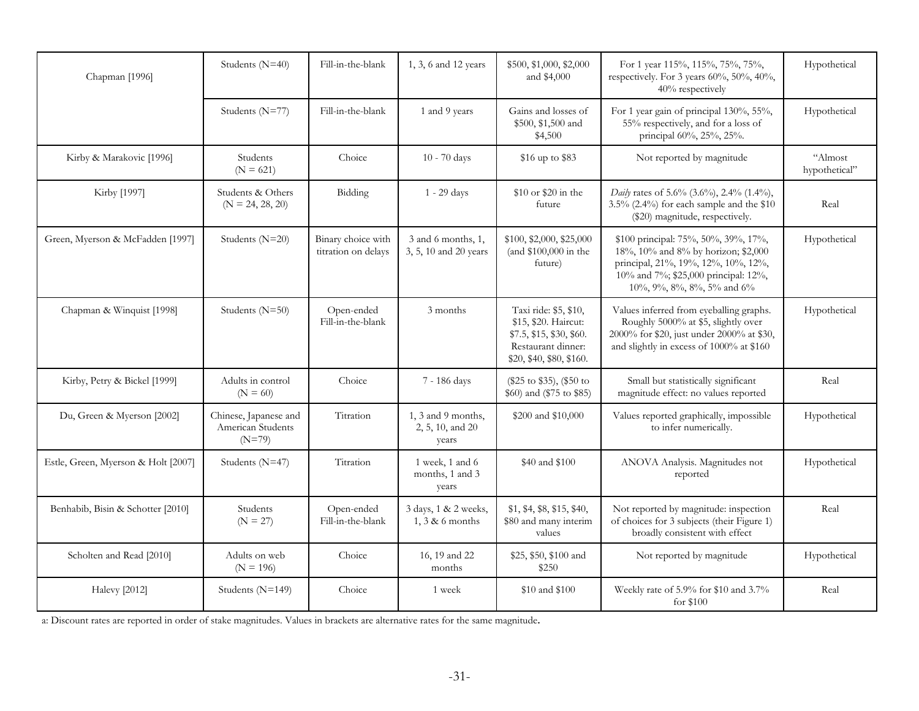| | | | | | | |
|---|---|---|---|---|---|---|
| Chapman [1996] | Students (N=40) | Fill-in-the-blank | 1, 3, 6 and 12 years | \$500, \$1,000, \$2,000 and \$4,000 | For 1 year 115%, 115%, 75%, 75%, respectively. For 3 years 60%, 50%, 40%, 40% respectively | Hypothetical |
| | Students (N=77) | Fill-in-the-blank | 1 and 9 years | Gains and losses of \$500, \$1,500 and \$4,500 | For 1 year gain of principal 130%, 55%, 55% respectively, and for a loss of principal 60%, 25%, 25%. | Hypothetical |
| Kirby & Marakovic [1996] | Students (N = 621) | Choice | 10 - 70 days | \$16 up to \$83 | Not reported by magnitude | "Almost hypothetical" |
| Kirby [1997] | Students & Others (N = 24, 28, 20) | Bidding | 1 - 29 days | \$10 or \$20 in the future | *Daily* rates of 5.6% (3.6%), 2.4% (1.4%), 3.5% (2.4%) for each sample and the \$10 (\$20) magnitude, respectively. | Real |
| Green, Myerson & McFadden [1997] | Students (N=20) | Binary choice with titration on delays | 3 and 6 months, 1, 3, 5, 10 and 20 years | \$100, \$2,000, \$25,000 (and \$100,000 in the future) | \$100 principal: 75%, 50%, 39%, 17%, 18%, 10% and 8% by horizon; \$2,000 principal, 21%, 19%, 12%, 10%, 12%, 10% and 7%; \$25,000 principal: 12%, 10%, 9%, 8%, 8%, 5% and 6% | Hypothetical |
| Chapman & Winquist [1998] | Students (N=50) | Open-ended Fill-in-the-blank | 3 months | Taxi ride: \$5, \$10, \$15, \$20. Haircut: \$7.5, \$15, \$30, \$60. Restaurant dinner: \$20, \$40, \$80, \$160. | Values inferred from eyeballing graphs. Roughly 5000% at \$5, slightly over 2000% for \$20, just under 2000% at \$30, and slightly in excess of 1000% at \$160 | Hypothetical |
| Kirby, Petry & Bickel [1999] | Adults in control (N = 60) | Choice | 7 - 186 days | (\$25 to \$35), (\$50 to \$60) and (\$75 to \$85) | Small but statistically significant magnitude effect: no values reported | Real |
| Du, Green & Myerson [2002] | Chinese, Japanese and American Students (N=79) | Titration | 1, 3 and 9 months, 2, 5, 10, and 20 years | \$200 and \$10,000 | Values reported graphically, impossible to infer numerically. | Hypothetical |
| Estle, Green, Myerson & Holt [2007] | Students (N=47) | Titration | 1 week, 1 and 6 months, 1 and 3 years | \$40 and \$100 | ANOVA Analysis. Magnitudes not reported | Hypothetical |
| Benhabib, Bisin & Schotter [2010] | Students (N = 27) | Open-ended Fill-in-the-blank | 3 days, 1 & 2 weeks, 1, 3 & 6 months | \$1, \$4, \$8, \$15, \$40, \$80 and many interim values | Not reported by magnitude: inspection of choices for 3 subjects (their Figure 1) broadly consistent with effect | Real |
| Scholten and Read [2010] | Adults on web (N = 196) | Choice | 16, 19 and 22 months | \$25, \$50, \$100 and \$250 | Not reported by magnitude | Hypothetical |
| Halevy [2012] | Students (N=149) | Choice | 1 week | \$10 and \$100 | Weekly rate of 5.9% for \$10 and 3.7% for \$100 | Real |

a: Discount rates are reported in order of stake magnitudes. Values in brackets are alternative rates for the same magnitude**.**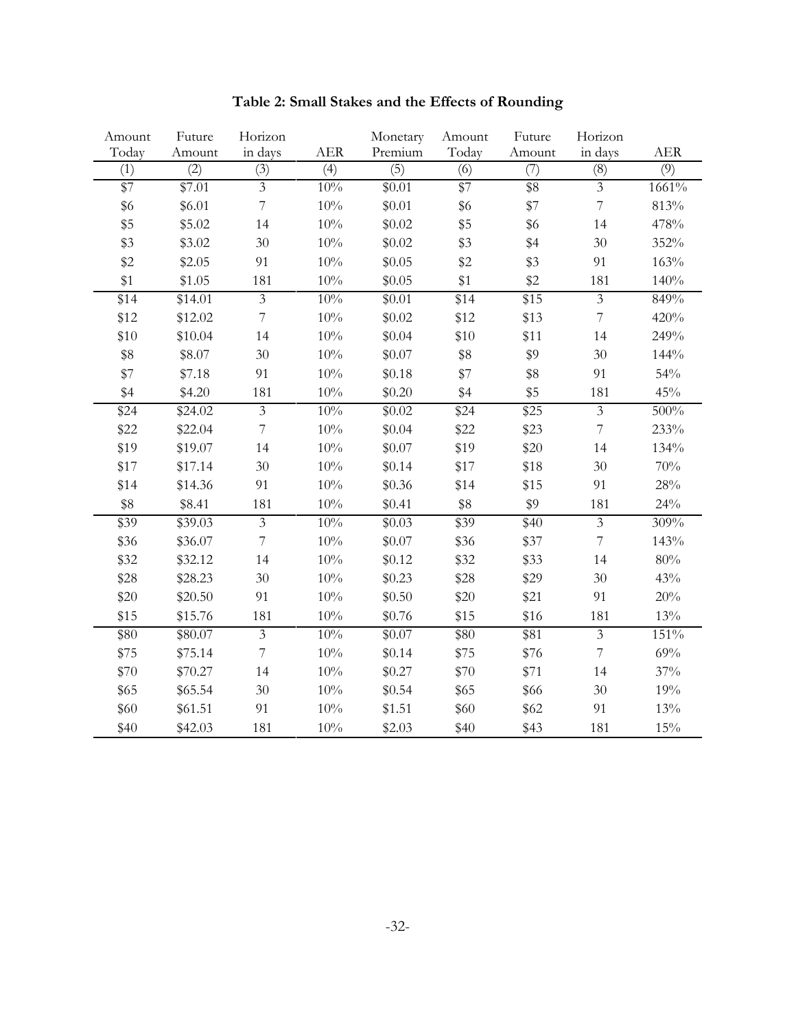**Table 2: Small Stakes and the Effects of Rounding**

| Amount Today | Future Amount | Horizon in days | AER | Monetary Premium | Amount Today | Future Amount | Horizon in days | AER |
|---|---|---|---|---|---|---|---|---|
| (1) | (2) | (3) | (4) | (5) | (6) | (7) | (8) | (9) |
| $7 | $7.01 | 3 | 10% | $0.01 | $7 | $8 | 3 | 1661% |
| $6 | $6.01 | 7 | 10% | $0.01 | $6 | $7 | 7 | 813% |
| $5 | $5.02 | 14 | 10% | $0.02 | $5 | $6 | 14 | 478% |
| $3 | $3.02 | 30 | 10% | $0.02 | $3 | $4 | 30 | 352% |
| $2 | $2.05 | 91 | 10% | $0.05 | $2 | $3 | 91 | 163% |
| $1 | $1.05 | 181 | 10% | $0.05 | $1 | $2 | 181 | 140% |
| $14 | $14.01 | 3 | 10% | $0.01 | $14 | $15 | 3 | 849% |
| $12 | $12.02 | 7 | 10% | $0.02 | $12 | $13 | 7 | 420% |
| $10 | $10.04 | 14 | 10% | $0.04 | $10 | $11 | 14 | 249% |
| $8 | $8.07 | 30 | 10% | $0.07 | $8 | $9 | 30 | 144% |
| $7 | $7.18 | 91 | 10% | $0.18 | $7 | $8 | 91 | 54% |
| $4 | $4.20 | 181 | 10% | $0.20 | $4 | $5 | 181 | 45% |
| $24 | $24.02 | 3 | 10% | $0.02 | $24 | $25 | 3 | 500% |
| $22 | $22.04 | 7 | 10% | $0.04 | $22 | $23 | 7 | 233% |
| $19 | $19.07 | 14 | 10% | $0.07 | $19 | $20 | 14 | 134% |
| $17 | $17.14 | 30 | 10% | $0.14 | $17 | $18 | 30 | 70% |
| $14 | $14.36 | 91 | 10% | $0.36 | $14 | $15 | 91 | 28% |
| $8 | $8.41 | 181 | 10% | $0.41 | $8 | $9 | 181 | 24% |
| $39 | $39.03 | 3 | 10% | $0.03 | $39 | $40 | 3 | 309% |
| $36 | $36.07 | 7 | 10% | $0.07 | $36 | $37 | 7 | 143% |
| $32 | $32.12 | 14 | 10% | $0.12 | $32 | $33 | 14 | 80% |
| $28 | $28.23 | 30 | 10% | $0.23 | $28 | $29 | 30 | 43% |
| $20 | $20.50 | 91 | 10% | $0.50 | $20 | $21 | 91 | 20% |
| $15 | $15.76 | 181 | 10% | $0.76 | $15 | $16 | 181 | 13% |
| $80 | $80.07 | 3 | 10% | $0.07 | $80 | $81 | 3 | 151% |
| $75 | $75.14 | 7 | 10% | $0.14 | $75 | $76 | 7 | 69% |
| $70 | $70.27 | 14 | 10% | $0.27 | $70 | $71 | 14 | 37% |
| $65 | $65.54 | 30 | 10% | $0.54 | $65 | $66 | 30 | 19% |
| $60 | $61.51 | 91 | 10% | $1.51 | $60 | $62 | 91 | 13% |
| $40 | $42.03 | 181 | 10% | $2.03 | $40 | $43 | 181 | 15% |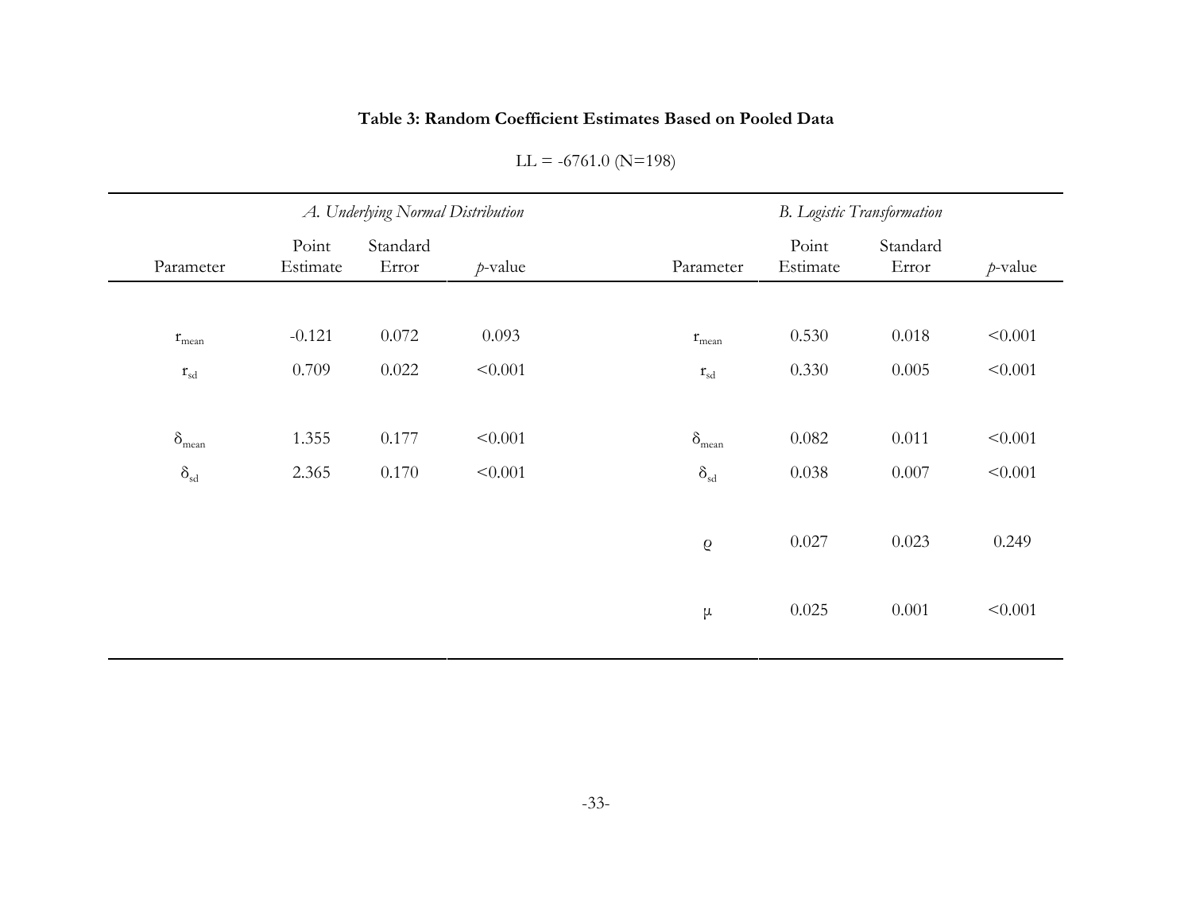**Table 3: Random Coefficient Estimates Based on Pooled Data**

LL = -6761.0 (N=198)

| *A. Underlying Normal Distribution* | | | | *B. Logistic Transformation* | | | |
|---|---|---|---|---|---|---|---|
| Parameter | Point Estimate | Standard Error | *p*-value | Parameter | Point Estimate | Standard Error | *p*-value |
| $r_{mean}$ | -0.121 | 0.072 | 0.093 | $r_{mean}$ | 0.530 | 0.018 | <0.001 |
| $r_{sd}$ | 0.709 | 0.022 | <0.001 | $r_{sd}$ | 0.330 | 0.005 | <0.001 |
| $\delta_{mean}$ | 1.355 | 0.177 | <0.001 | $\delta_{mean}$ | 0.082 | 0.011 | <0.001 |
| $\delta_{sd}$ | 2.365 | 0.170 | <0.001 | $\delta_{sd}$ | 0.038 | 0.007 | <0.001 |
| | | | | $\varrho$ | 0.027 | 0.023 | 0.249 |
| | | | | $\mu$ | 0.025 | 0.001 | <0.001 |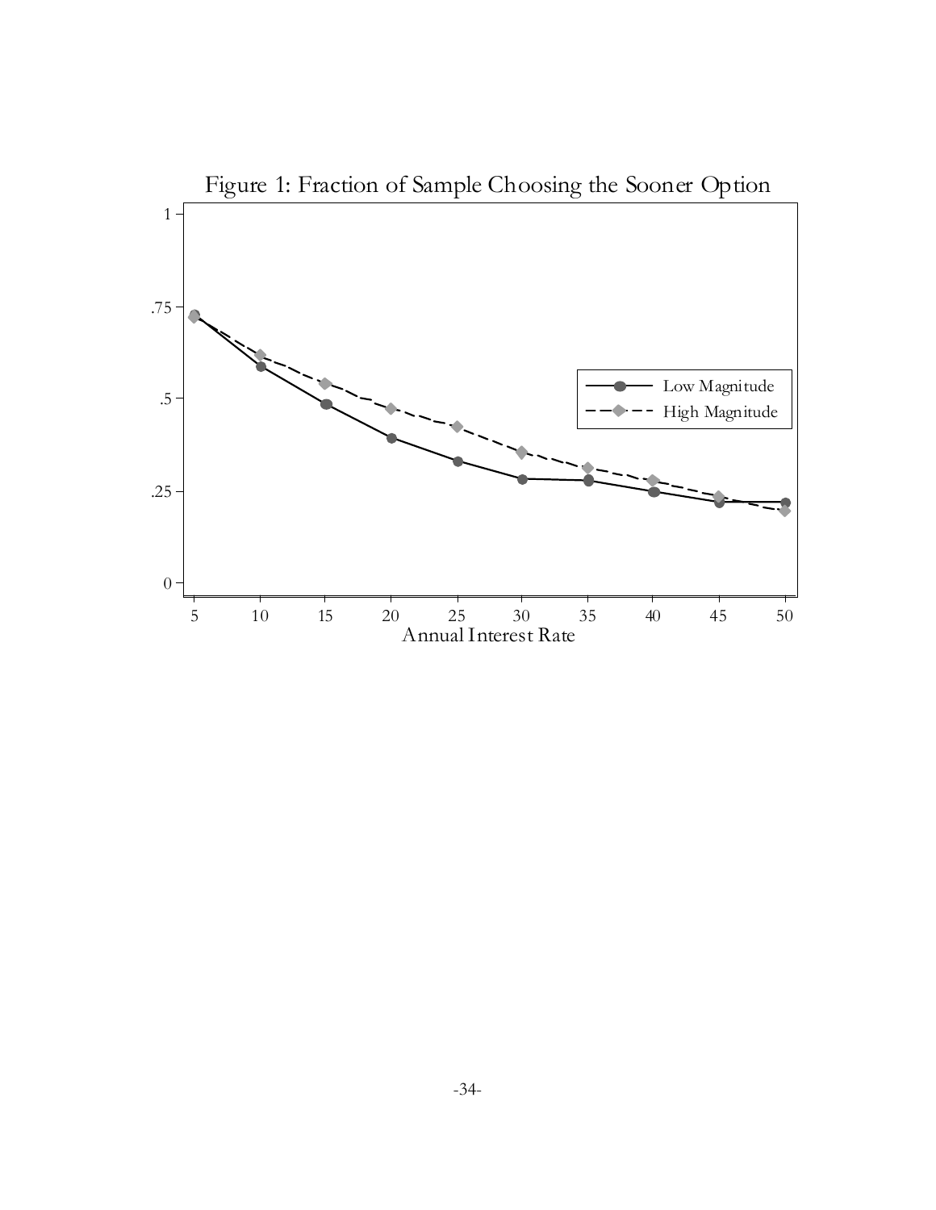Figure 1: Fraction of Sample Choosing the Sooner Option

1
.75
.5
.25
0

5 10 15 20 25 30 35 40 45 50

Annual Interest Rate

Low Magnitude
High Magnitude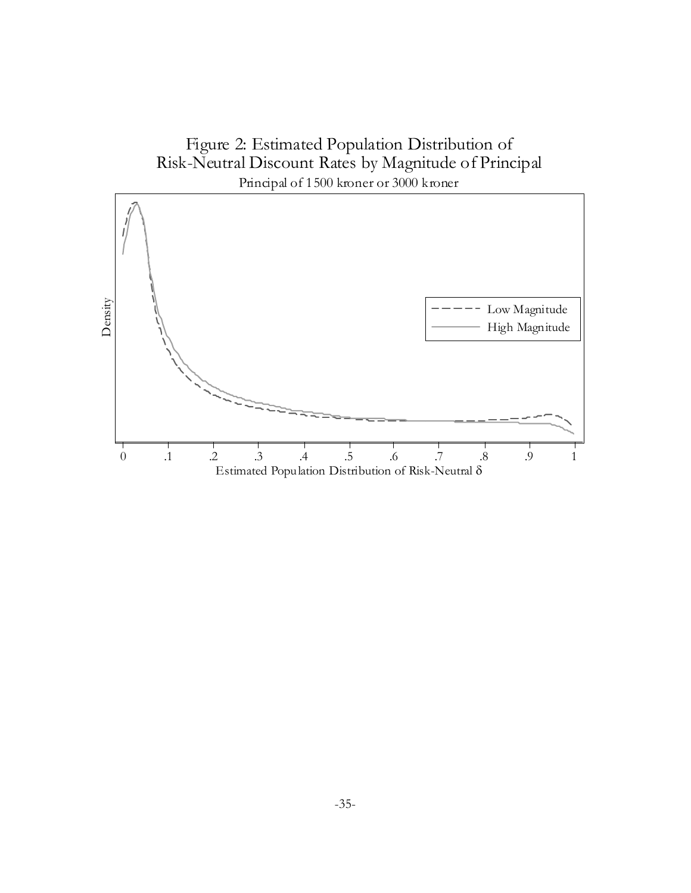Figure 2: Estimated Population Distribution of Risk-Neutral Discount Rates by Magnitude of Principal

Principal of 1500 kroner or 3000 kroner

Density

Low Magnitude

High Magnitude

0 .1 .2 .3 .4 .5 .6 .7 .8 .9 1

Estimated Population Distribution of Risk-Neutral $\delta$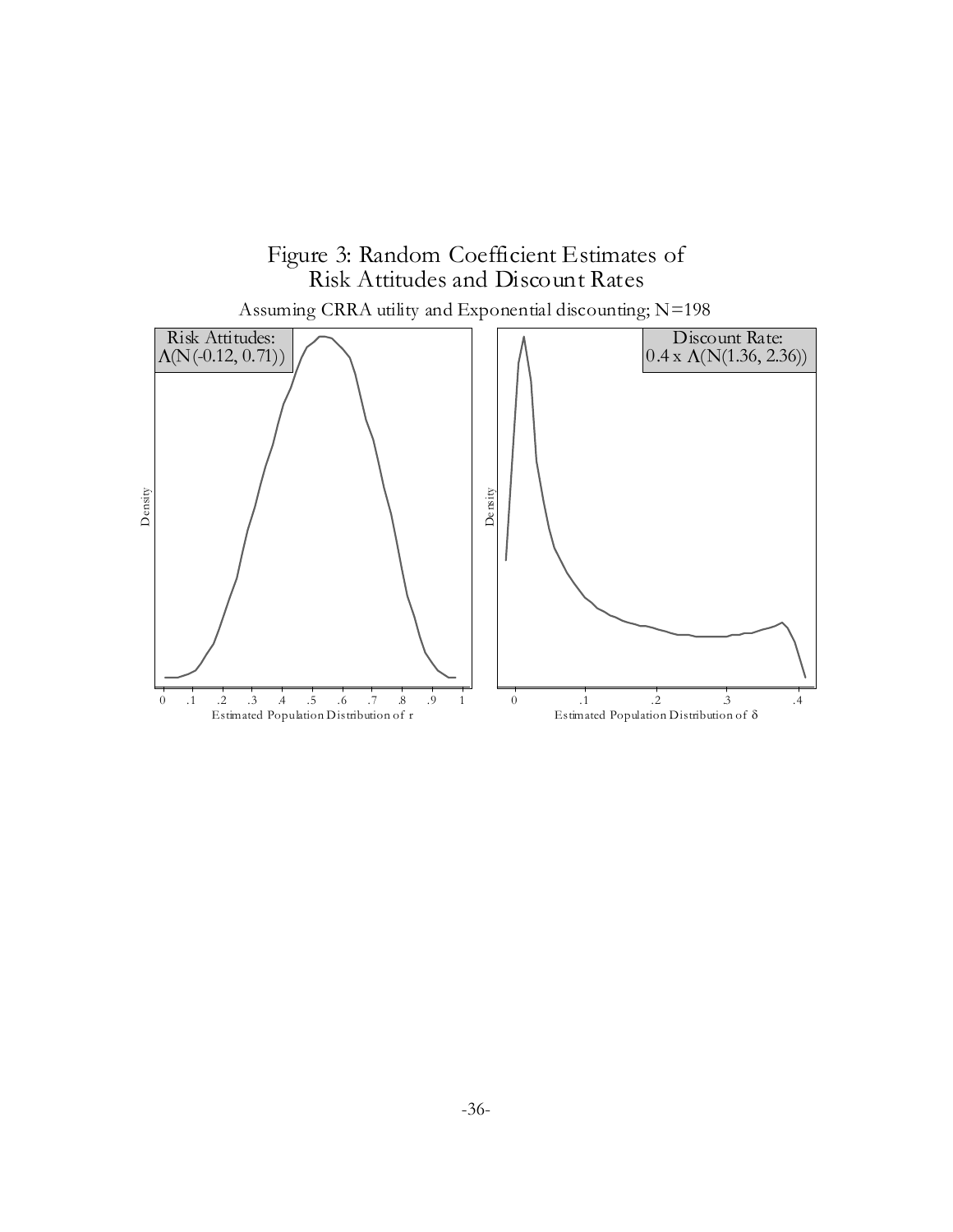Figure 3: Random Coefficient Estimates of Risk Attitudes and Discount Rates

Assuming CRRA utility and Exponential discounting; N=198

Risk Attitudes:
$\Lambda(N(-0.12, 0.71))$

Density

0 .1 .2 .3 .4 .5 .6 .7 .8 .9 1

Estimated Population Distribution of r

Discount Rate:
$0.4 \times \Lambda(N(1.36, 2.36))$

Density

0 .1 .2 .3 .4

Estimated Population Distribution of $\delta$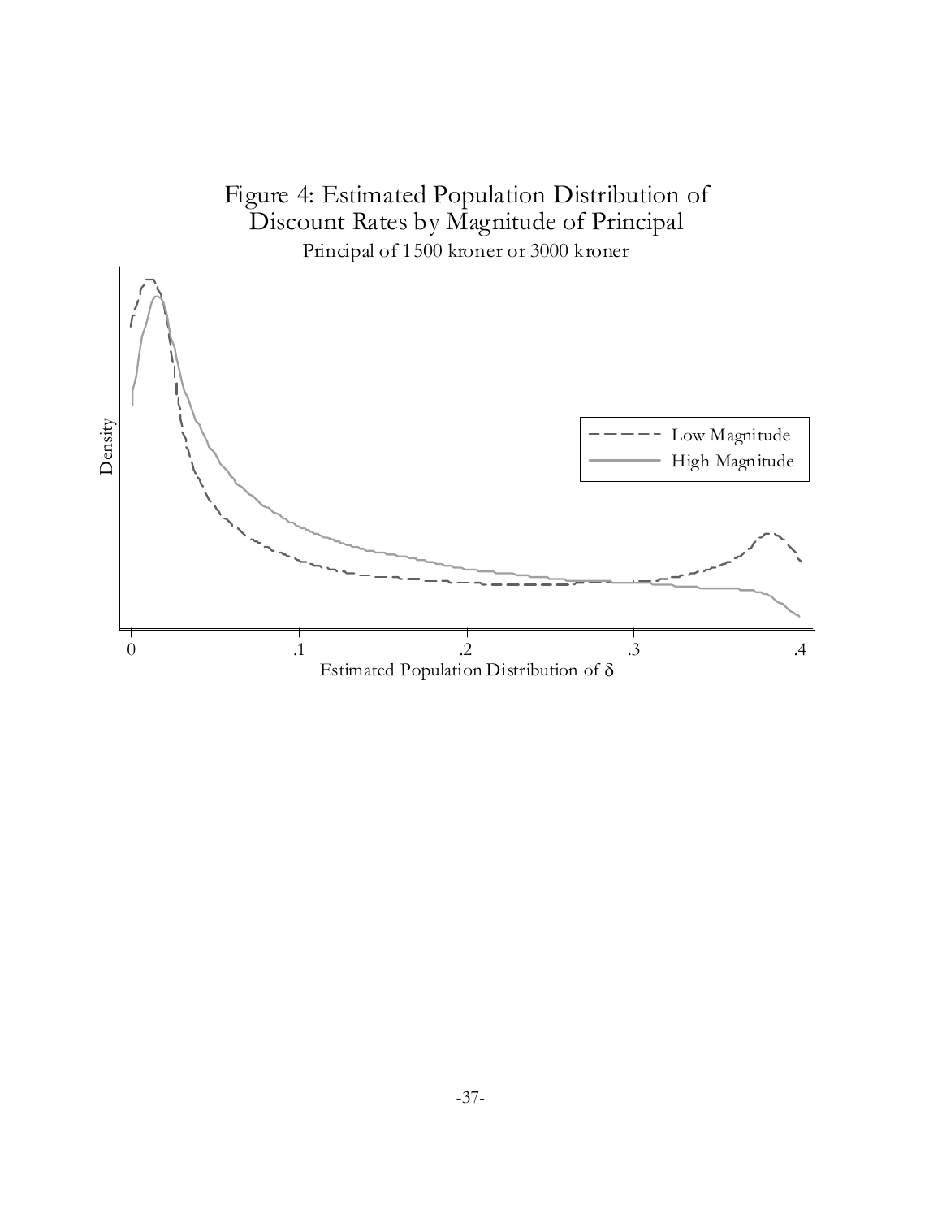Figure 4: Estimated Population Distribution of Discount Rates by Magnitude of Principal

Principal of 1500 kroner or 3000 kroner

Density

Low Magnitude

High Magnitude

0

.1

.2

.3

.4

Estimated Population Distribution of $\delta$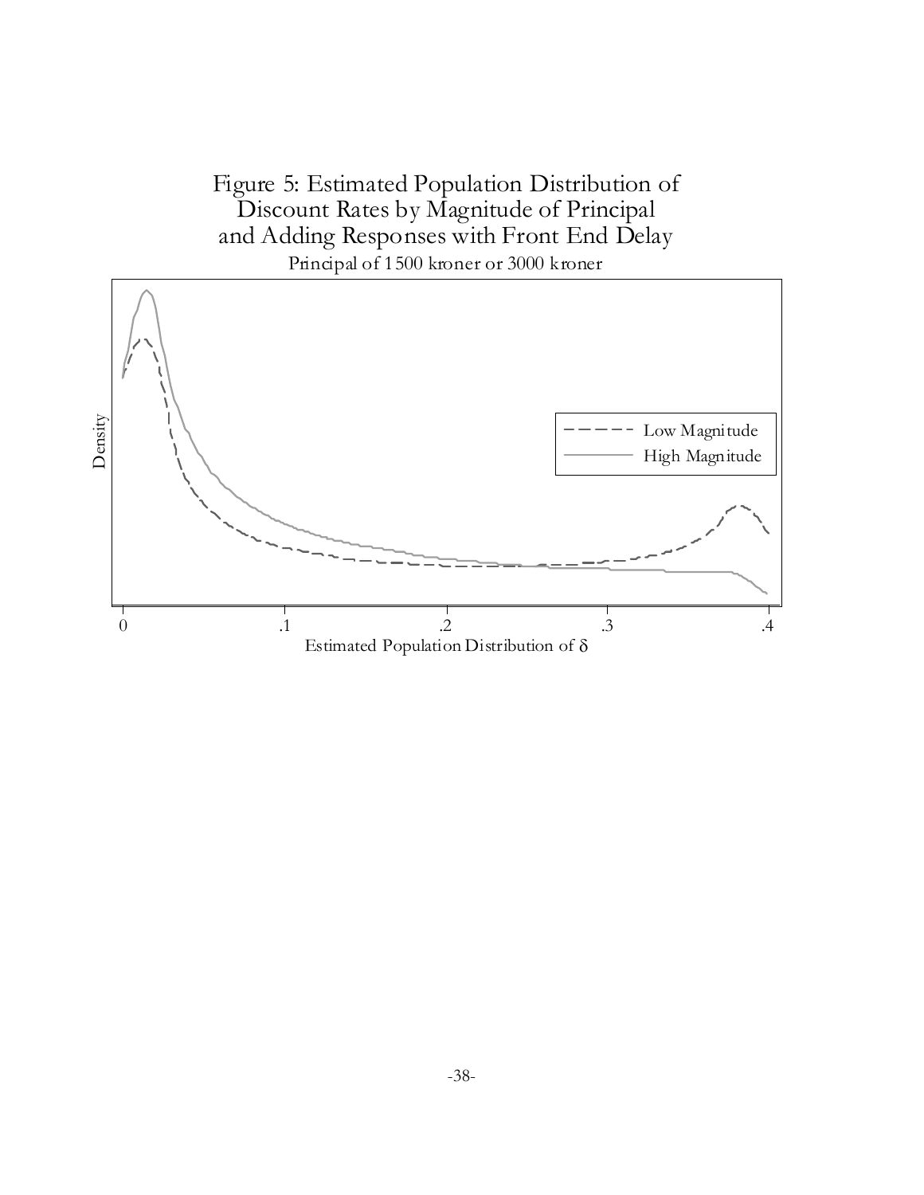Figure 5: Estimated Population Distribution of Discount Rates by Magnitude of Principal and Adding Responses with Front End Delay

Principal of 1500 kroner or 3000 kroner

Density

Low Magnitude

High Magnitude

0

.1

.2

.3

.4

Estimated Population Distribution of $\delta$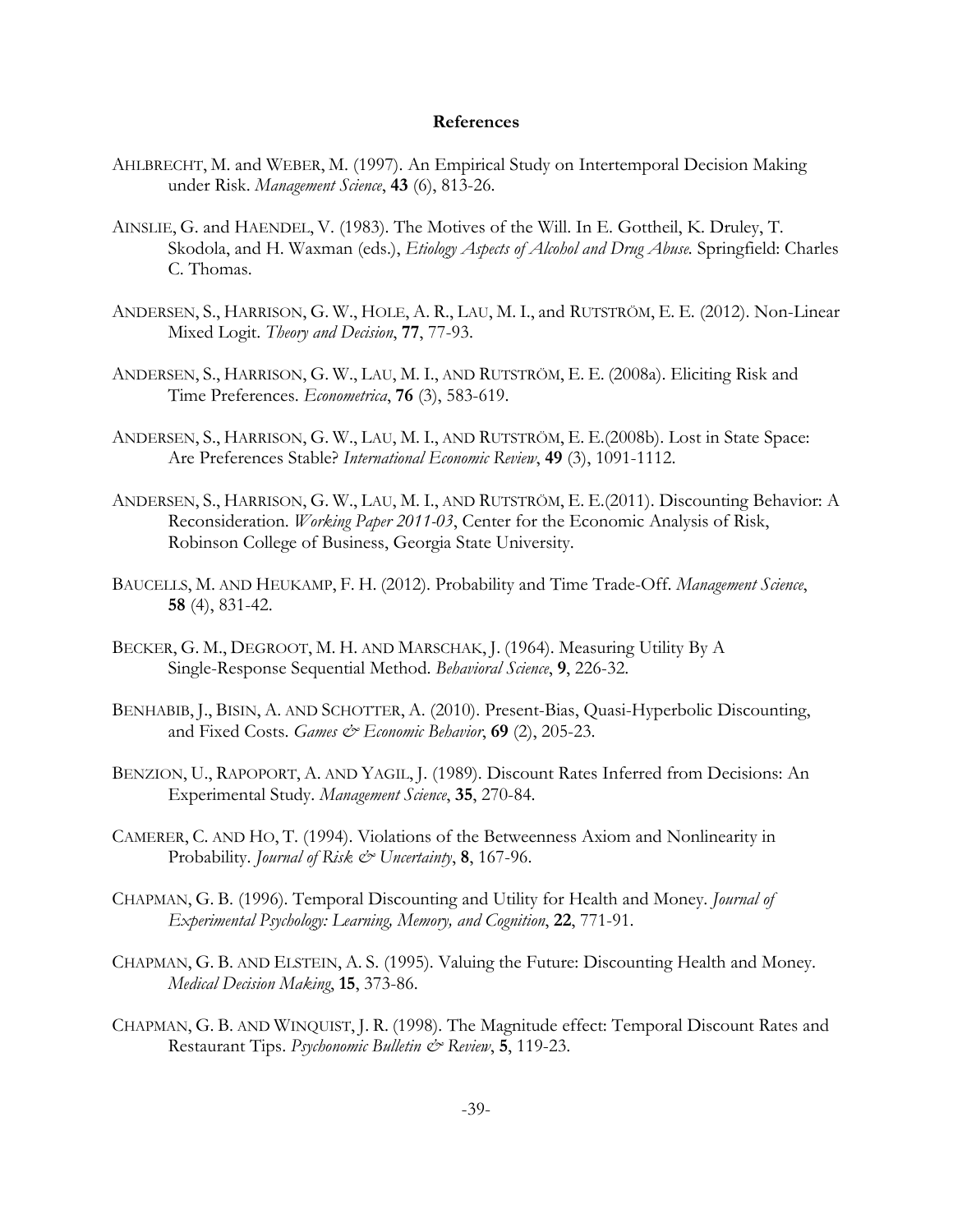## References

AHLBRECHT, M. and WEBER, M. (1997). An Empirical Study on Intertemporal Decision Making under Risk. *Management Science*, **43** (6), 813-26.

AINSLIE, G. and HAENDEL, V. (1983). The Motives of the Will. In E. Gottheil, K. Druley, T. Skodola, and H. Waxman (eds.), *Etiology Aspects of Alcohol and Drug Abuse.* Springfield: Charles C. Thomas.

ANDERSEN, S., HARRISON, G. W., HOLE, A. R., LAU, M. I., and RUTSTRÖM, E. E. (2012). Non-Linear Mixed Logit. *Theory and Decision*, **77**, 77-93.

ANDERSEN, S., HARRISON, G. W., LAU, M. I., AND RUTSTRÖM, E. E. (2008a). Eliciting Risk and Time Preferences. *Econometrica*, **76** (3), 583-619.

ANDERSEN, S., HARRISON, G. W., LAU, M. I., AND RUTSTRÖM, E. E.(2008b). Lost in State Space: Are Preferences Stable? *International Economic Review*, **49** (3), 1091-1112.

ANDERSEN, S., HARRISON, G. W., LAU, M. I., AND RUTSTRÖM, E. E.(2011). Discounting Behavior: A Reconsideration. *Working Paper 2011-03*, Center for the Economic Analysis of Risk, Robinson College of Business, Georgia State University.

BAUCELLS, M. AND HEUKAMP, F. H. (2012). Probability and Time Trade-Off. *Management Science*, **58** (4), 831-42.

BECKER, G. M., DEGROOT, M. H. AND MARSCHAK, J. (1964). Measuring Utility By A Single-Response Sequential Method. *Behavioral Science*, **9**, 226-32.

BENHABIB, J., BISIN, A. AND SCHOTTER, A. (2010). Present-Bias, Quasi-Hyperbolic Discounting, and Fixed Costs. *Games & Economic Behavior*, **69** (2), 205-23.

BENZION, U., RAPOPORT, A. AND YAGIL, J. (1989). Discount Rates Inferred from Decisions: An Experimental Study. *Management Science*, **35**, 270-84.

CAMERER, C. AND HO, T. (1994). Violations of the Betweenness Axiom and Nonlinearity in Probability. *Journal of Risk & Uncertainty*, **8**, 167-96.

CHAPMAN, G. B. (1996). Temporal Discounting and Utility for Health and Money. *Journal of Experimental Psychology: Learning, Memory, and Cognition*, **22**, 771-91.

CHAPMAN, G. B. AND ELSTEIN, A. S. (1995). Valuing the Future: Discounting Health and Money. *Medical Decision Making*, **15**, 373-86.

CHAPMAN, G. B. AND WINQUIST, J. R. (1998). The Magnitude effect: Temporal Discount Rates and Restaurant Tips. *Psychonomic Bulletin & Review*, **5**, 119-23.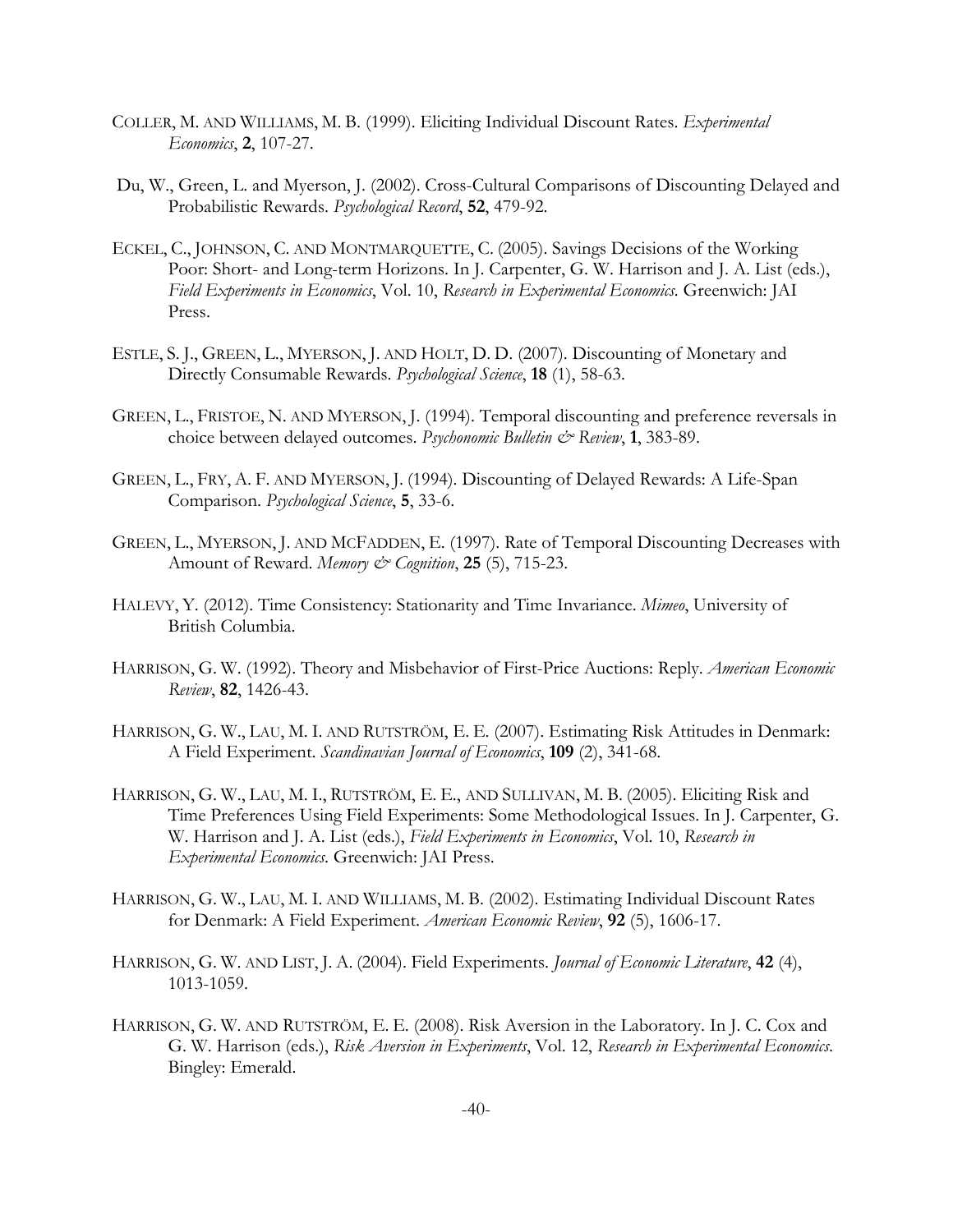COLLER, M. AND WILLIAMS, M. B. (1999). Eliciting Individual Discount Rates. *Experimental Economics*, **2**, 107-27.

Du, W., Green, L. and Myerson, J. (2002). Cross-Cultural Comparisons of Discounting Delayed and Probabilistic Rewards. *Psychological Record*, **52**, 479-92.

ECKEL, C., JOHNSON, C. AND MONTMARQUETTE, C. (2005). Savings Decisions of the Working Poor: Short- and Long-term Horizons. In J. Carpenter, G. W. Harrison and J. A. List (eds.), *Field Experiments in Economics*, Vol. 10, *Research in Experimental Economics*. Greenwich: JAI Press.

ESTLE, S. J., GREEN, L., MYERSON, J. AND HOLT, D. D. (2007). Discounting of Monetary and Directly Consumable Rewards. *Psychological Science*, **18** (1), 58-63.

GREEN, L., FRISTOE, N. AND MYERSON, J. (1994). Temporal discounting and preference reversals in choice between delayed outcomes. *Psychonomic Bulletin & Review*, **1**, 383-89.

GREEN, L., FRY, A. F. AND MYERSON, J. (1994). Discounting of Delayed Rewards: A Life-Span Comparison. *Psychological Science*, **5**, 33-6.

GREEN, L., MYERSON, J. AND MCFADDEN, E. (1997). Rate of Temporal Discounting Decreases with Amount of Reward. *Memory & Cognition*, **25** (5), 715-23.

HALEVY, Y. (2012). Time Consistency: Stationarity and Time Invariance. *Mimeo*, University of British Columbia.

HARRISON, G. W. (1992). Theory and Misbehavior of First-Price Auctions: Reply. *American Economic Review*, **82**, 1426-43.

HARRISON, G. W., LAU, M. I. AND RUTSTRÖM, E. E. (2007). Estimating Risk Attitudes in Denmark: A Field Experiment. *Scandinavian Journal of Economics*, **109** (2), 341-68.

HARRISON, G. W., LAU, M. I., RUTSTRÖM, E. E., AND SULLIVAN, M. B. (2005). Eliciting Risk and Time Preferences Using Field Experiments: Some Methodological Issues. In J. Carpenter, G. W. Harrison and J. A. List (eds.), *Field Experiments in Economics*, Vol. 10, *Research in Experimental Economics*. Greenwich: JAI Press.

HARRISON, G. W., LAU, M. I. AND WILLIAMS, M. B. (2002). Estimating Individual Discount Rates for Denmark: A Field Experiment. *American Economic Review*, **92** (5), 1606-17.

HARRISON, G. W. AND LIST, J. A. (2004). Field Experiments. *Journal of Economic Literature*, **42** (4), 1013-1059.

HARRISON, G. W. AND RUTSTRÖM, E. E. (2008). Risk Aversion in the Laboratory. In J. C. Cox and G. W. Harrison (eds.), *Risk Aversion in Experiments*, Vol. 12, *Research in Experimental Economics*. Bingley: Emerald.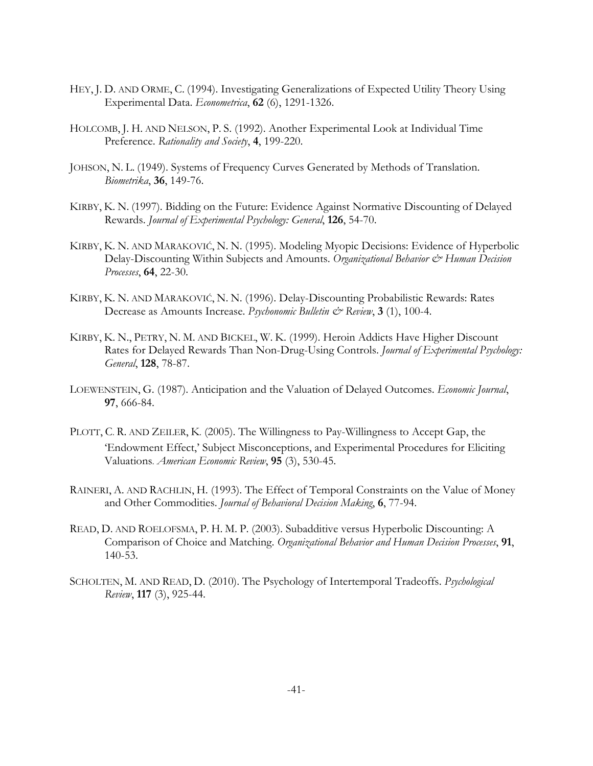HEY, J. D. AND ORME, C. (1994). Investigating Generalizations of Expected Utility Theory Using Experimental Data. *Econometrica*, **62** (6), 1291-1326.

HOLCOMB, J. H. AND NELSON, P. S. (1992). Another Experimental Look at Individual Time Preference. *Rationality and Society*, **4**, 199-220.

JOHSON, N. L. (1949). Systems of Frequency Curves Generated by Methods of Translation. *Biometrika*, **36**, 149-76.

KIRBY, K. N. (1997). Bidding on the Future: Evidence Against Normative Discounting of Delayed Rewards. *Journal of Experimental Psychology: General*, **126**, 54-70.

KIRBY, K. N. AND MARAKOVIĆ, N. N. (1995). Modeling Myopic Decisions: Evidence of Hyperbolic Delay-Discounting Within Subjects and Amounts. *Organizational Behavior & Human Decision Processes*, **64**, 22-30.

KIRBY, K. N. AND MARAKOVIĆ, N. N. (1996). Delay-Discounting Probabilistic Rewards: Rates Decrease as Amounts Increase. *Psychonomic Bulletin & Review*, **3** (1), 100-4.

KIRBY, K. N., PETRY, N. M. AND BICKEL, W. K. (1999). Heroin Addicts Have Higher Discount Rates for Delayed Rewards Than Non-Drug-Using Controls. *Journal of Experimental Psychology: General*, **128**, 78-87.

LOEWENSTEIN, G. (1987). Anticipation and the Valuation of Delayed Outcomes. *Economic Journal*, **97**, 666-84.

PLOTT, C. R. AND ZEILER, K. (2005). The Willingness to Pay-Willingness to Accept Gap, the 'Endowment Effect,' Subject Misconceptions, and Experimental Procedures for Eliciting Valuations. *American Economic Review*, **95** (3), 530-45.

RAINERI, A. AND RACHLIN, H. (1993). The Effect of Temporal Constraints on the Value of Money and Other Commodities. *Journal of Behavioral Decision Making*, **6**, 77-94.

READ, D. AND ROELOFSMA, P. H. M. P. (2003). Subadditive versus Hyperbolic Discounting: A Comparison of Choice and Matching. *Organizational Behavior and Human Decision Processes*, **91**, 140-53.

SCHOLTEN, M. AND READ, D. (2010). The Psychology of Intertemporal Tradeoffs. *Psychological Review*, **117** (3), 925-44.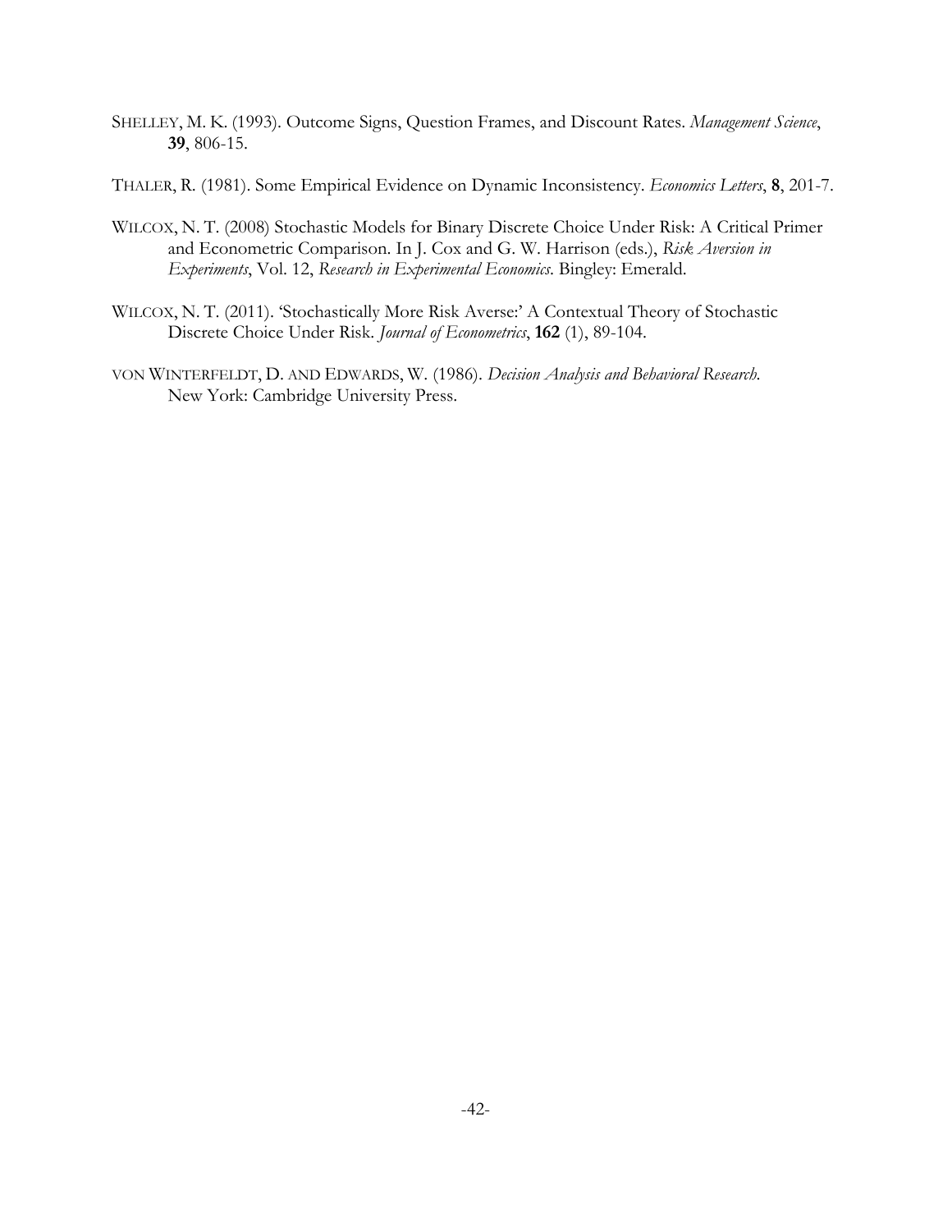SHELLEY, M. K. (1993). Outcome Signs, Question Frames, and Discount Rates. *Management Science*, **39**, 806-15.

THALER, R. (1981). Some Empirical Evidence on Dynamic Inconsistency. *Economics Letters*, **8**, 201-7.

WILCOX, N. T. (2008) Stochastic Models for Binary Discrete Choice Under Risk: A Critical Primer and Econometric Comparison. In J. Cox and G. W. Harrison (eds.), *Risk Aversion in Experiments*, Vol. 12, *Research in Experimental Economics*. Bingley: Emerald.

WILCOX, N. T. (2011). 'Stochastically More Risk Averse:' A Contextual Theory of Stochastic Discrete Choice Under Risk. *Journal of Econometrics*, **162** (1), 89-104.

VON WINTERFELDT, D. AND EDWARDS, W. (1986). *Decision Analysis and Behavioral Research.* New York: Cambridge University Press.